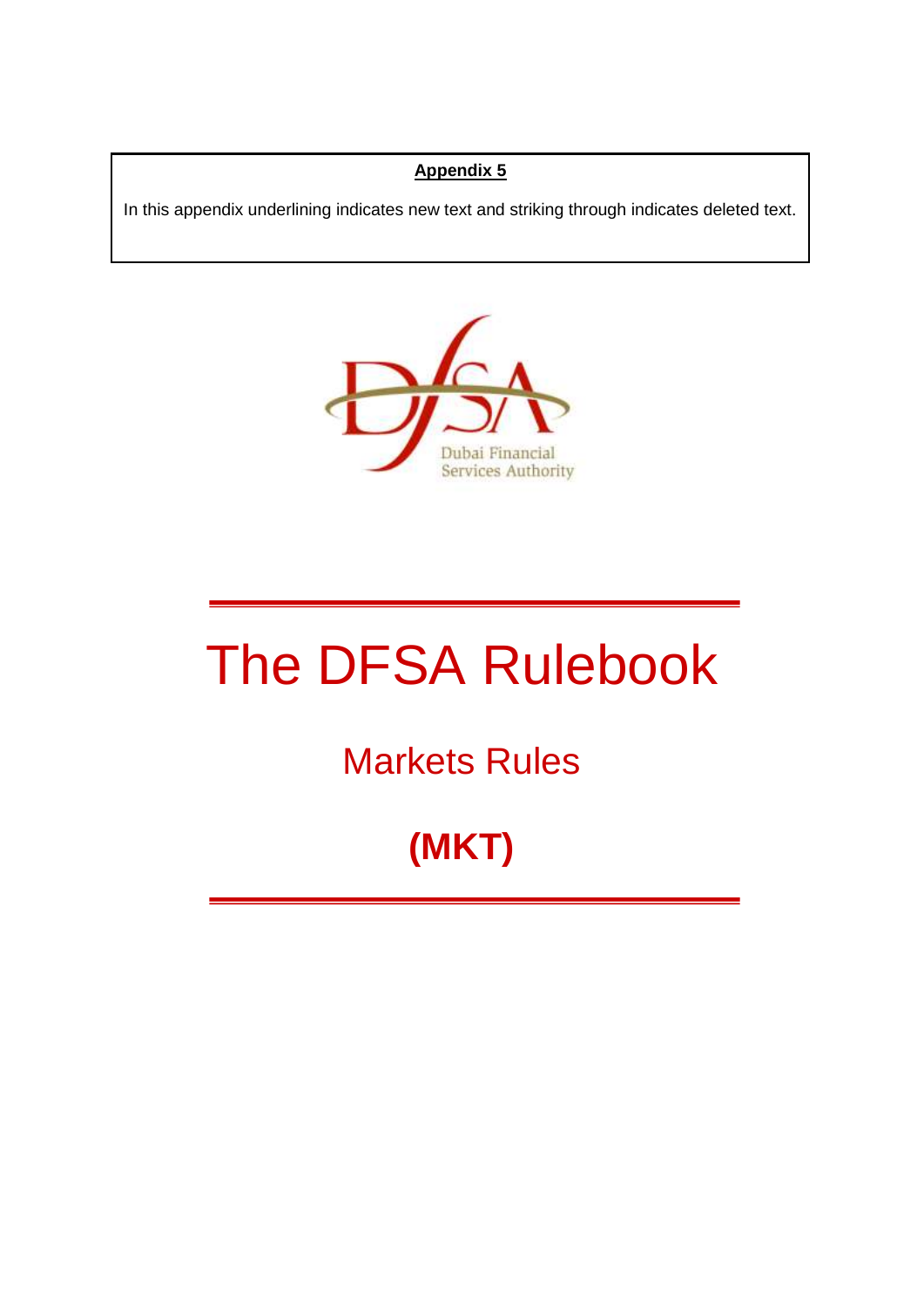**Appendix 5**

In this appendix underlining indicates new text and striking through indicates deleted text.

Dubai Financial Services Authority

# The DFSA Rulebook

## Markets Rules

## (MKT)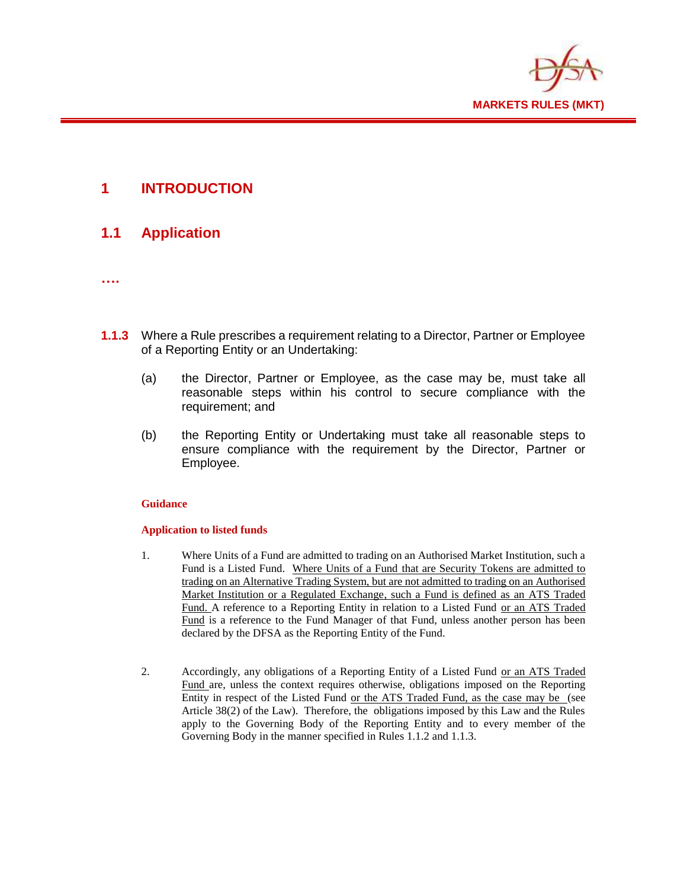# 1 INTRODUCTION

## 1.1 Application

….

**1.1.3** Where a Rule prescribes a requirement relating to a Director, Partner or Employee of a Reporting Entity or an Undertaking:

(a) the Director, Partner or Employee, as the case may be, must take all reasonable steps within his control to secure compliance with the requirement; and

(b) the Reporting Entity or Undertaking must take all reasonable steps to ensure compliance with the requirement by the Director, Partner or Employee.

**Guidance**

**Application to listed funds**

1. Where Units of a Fund are admitted to trading on an Authorised Market Institution, such a Fund is a Listed Fund. Where Units of a Fund that are Security Tokens are admitted to trading on an Alternative Trading System, but are not admitted to trading on an Authorised Market Institution or a Regulated Exchange, such a Fund is defined as an ATS Traded Fund. A reference to a Reporting Entity in relation to a Listed Fund or an ATS Traded Fund is a reference to the Fund Manager of that Fund, unless another person has been declared by the DFSA as the Reporting Entity of the Fund.

2. Accordingly, any obligations of a Reporting Entity of a Listed Fund or an ATS Traded Fund are, unless the context requires otherwise, obligations imposed on the Reporting Entity in respect of the Listed Fund or the ATS Traded Fund, as the case may be (see Article 38(2) of the Law). Therefore, the obligations imposed by this Law and the Rules apply to the Governing Body of the Reporting Entity and to every member of the Governing Body in the manner specified in Rules 1.1.2 and 1.1.3.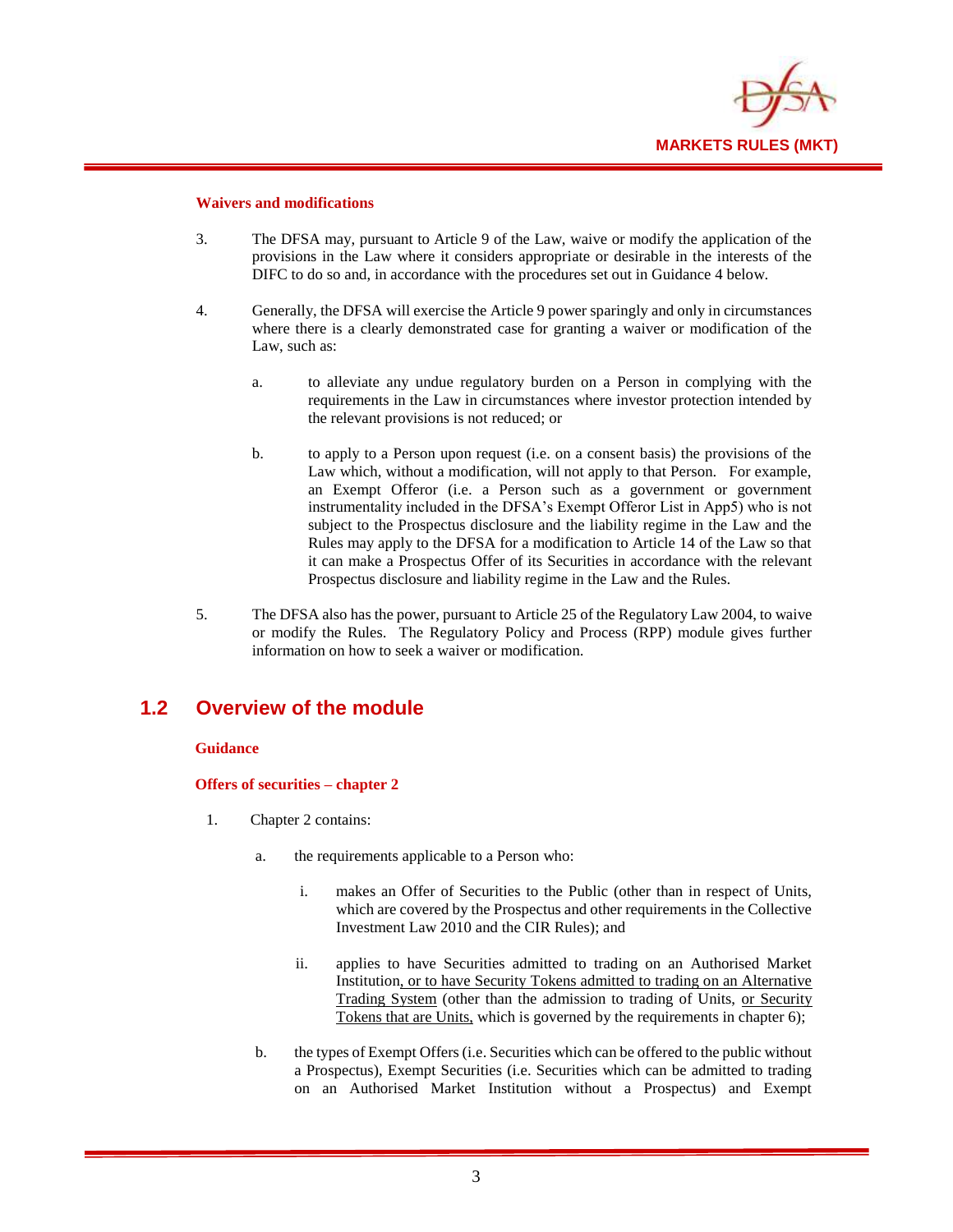#### Waivers and modifications

3. The DFSA may, pursuant to Article 9 of the Law, waive or modify the application of the provisions in the Law where it considers appropriate or desirable in the interests of the DIFC to do so and, in accordance with the procedures set out in Guidance 4 below.

4. Generally, the DFSA will exercise the Article 9 power sparingly and only in circumstances where there is a clearly demonstrated case for granting a waiver or modification of the Law, such as:

   a. to alleviate any undue regulatory burden on a Person in complying with the requirements in the Law in circumstances where investor protection intended by the relevant provisions is not reduced; or

   b. to apply to a Person upon request (i.e. on a consent basis) the provisions of the Law which, without a modification, will not apply to that Person. For example, an Exempt Offeror (i.e. a Person such as a government or government instrumentality included in the DFSA's Exempt Offeror List in App5) who is not subject to the Prospectus disclosure and the liability regime in the Law and the Rules may apply to the DFSA for a modification to Article 14 of the Law so that it can make a Prospectus Offer of its Securities in accordance with the relevant Prospectus disclosure and liability regime in the Law and the Rules.

5. The DFSA also has the power, pursuant to Article 25 of the Regulatory Law 2004, to waive or modify the Rules. The Regulatory Policy and Process (RPP) module gives further information on how to seek a waiver or modification.

## 1.2 Overview of the module

#### Guidance

#### Offers of securities – chapter 2

1. Chapter 2 contains:

   a. the requirements applicable to a Person who:

      i. makes an Offer of Securities to the Public (other than in respect of Units, which are covered by the Prospectus and other requirements in the Collective Investment Law 2010 and the CIR Rules); and

      ii. applies to have Securities admitted to trading on an Authorised Market Institution, or to have Security Tokens admitted to trading on an Alternative Trading System (other than the admission to trading of Units, or Security Tokens that are Units, which is governed by the requirements in chapter 6);

   b. the types of Exempt Offers (i.e. Securities which can be offered to the public without a Prospectus), Exempt Securities (i.e. Securities which can be admitted to trading on an Authorised Market Institution without a Prospectus) and Exempt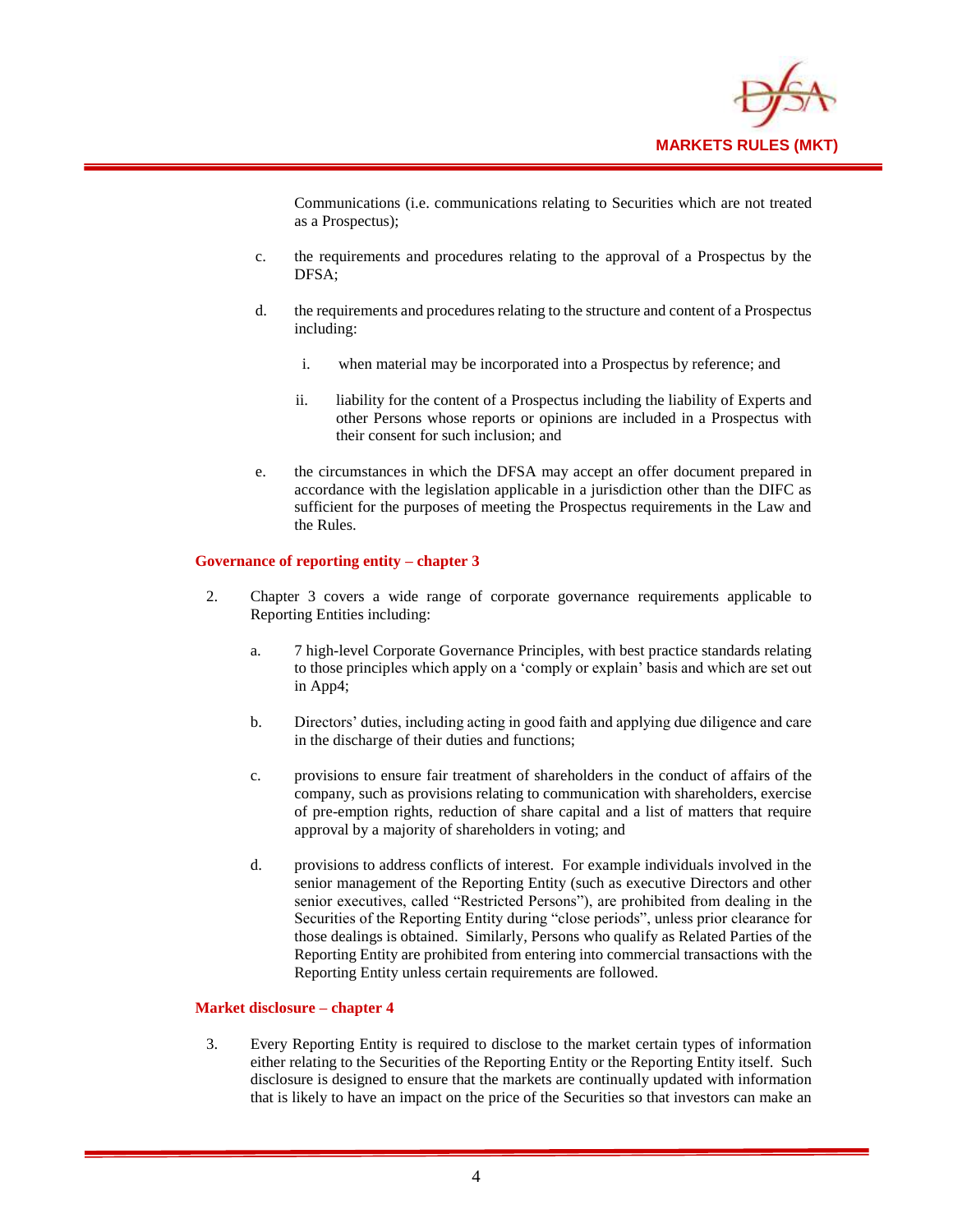Communications (i.e. communications relating to Securities which are not treated as a Prospectus);

c. the requirements and procedures relating to the approval of a Prospectus by the DFSA;

d. the requirements and procedures relating to the structure and content of a Prospectus including:

   i. when material may be incorporated into a Prospectus by reference; and

   ii. liability for the content of a Prospectus including the liability of Experts and other Persons whose reports or opinions are included in a Prospectus with their consent for such inclusion; and

e. the circumstances in which the DFSA may accept an offer document prepared in accordance with the legislation applicable in a jurisdiction other than the DIFC as sufficient for the purposes of meeting the Prospectus requirements in the Law and the Rules.

**Governance of reporting entity – chapter 3**

2. Chapter 3 covers a wide range of corporate governance requirements applicable to Reporting Entities including:

   a. 7 high-level Corporate Governance Principles, with best practice standards relating to those principles which apply on a 'comply or explain' basis and which are set out in App4;

   b. Directors' duties, including acting in good faith and applying due diligence and care in the discharge of their duties and functions;

   c. provisions to ensure fair treatment of shareholders in the conduct of affairs of the company, such as provisions relating to communication with shareholders, exercise of pre-emption rights, reduction of share capital and a list of matters that require approval by a majority of shareholders in voting; and

   d. provisions to address conflicts of interest. For example individuals involved in the senior management of the Reporting Entity (such as executive Directors and other senior executives, called "Restricted Persons"), are prohibited from dealing in the Securities of the Reporting Entity during "close periods", unless prior clearance for those dealings is obtained. Similarly, Persons who qualify as Related Parties of the Reporting Entity are prohibited from entering into commercial transactions with the Reporting Entity unless certain requirements are followed.

**Market disclosure – chapter 4**

3. Every Reporting Entity is required to disclose to the market certain types of information either relating to the Securities of the Reporting Entity or the Reporting Entity itself. Such disclosure is designed to ensure that the markets are continually updated with information that is likely to have an impact on the price of the Securities so that investors can make an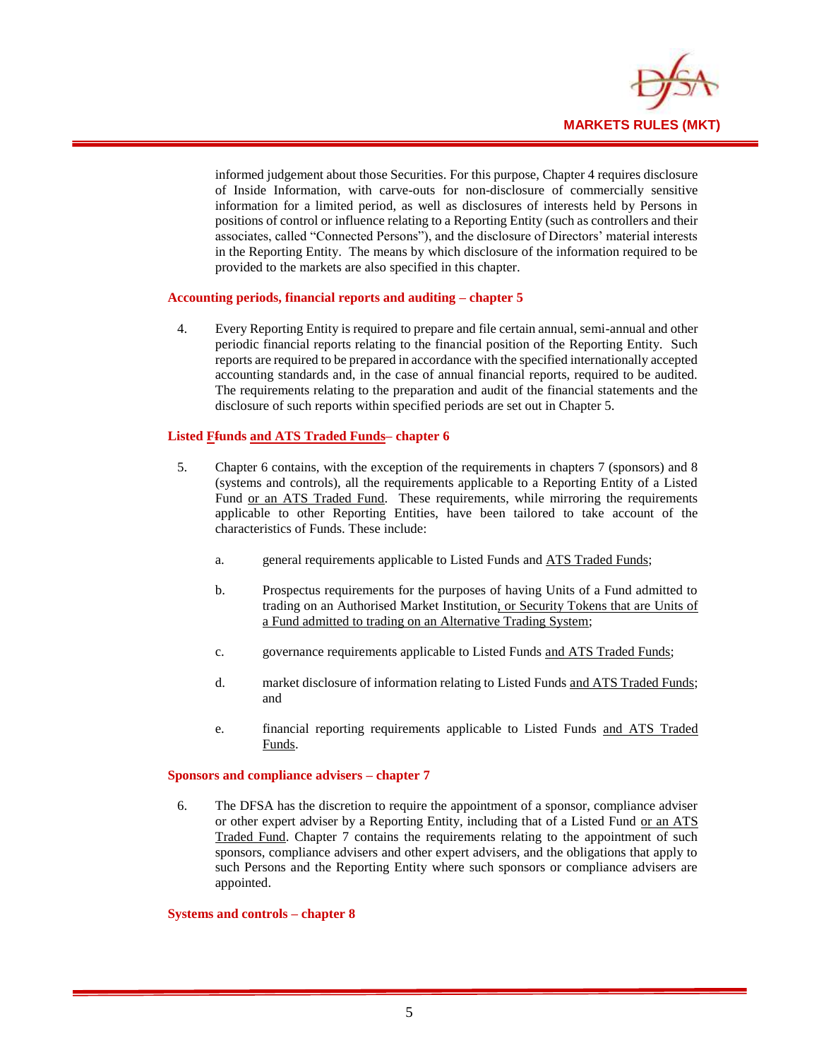informed judgement about those Securities. For this purpose, Chapter 4 requires disclosure of Inside Information, with carve-outs for non-disclosure of commercially sensitive information for a limited period, as well as disclosures of interests held by Persons in positions of control or influence relating to a Reporting Entity (such as controllers and their associates, called "Connected Persons"), and the disclosure of Directors' material interests in the Reporting Entity. The means by which disclosure of the information required to be provided to the markets are also specified in this chapter.

### Accounting periods, financial reports and auditing – chapter 5

4. Every Reporting Entity is required to prepare and file certain annual, semi-annual and other periodic financial reports relating to the financial position of the Reporting Entity. Such reports are required to be prepared in accordance with the specified internationally accepted accounting standards and, in the case of annual financial reports, required to be audited. The requirements relating to the preparation and audit of the financial statements and the disclosure of such reports within specified periods are set out in Chapter 5.

### Listed Ffunds and ATS Traded Funds– chapter 6

5. Chapter 6 contains, with the exception of the requirements in chapters 7 (sponsors) and 8 (systems and controls), all the requirements applicable to a Reporting Entity of a Listed Fund or an ATS Traded Fund. These requirements, while mirroring the requirements applicable to other Reporting Entities, have been tailored to take account of the characteristics of Funds. These include:

   a. general requirements applicable to Listed Funds and ATS Traded Funds;

   b. Prospectus requirements for the purposes of having Units of a Fund admitted to trading on an Authorised Market Institution, or Security Tokens that are Units of a Fund admitted to trading on an Alternative Trading System;

   c. governance requirements applicable to Listed Funds and ATS Traded Funds;

   d. market disclosure of information relating to Listed Funds and ATS Traded Funds; and

   e. financial reporting requirements applicable to Listed Funds and ATS Traded Funds.

### Sponsors and compliance advisers – chapter 7

6. The DFSA has the discretion to require the appointment of a sponsor, compliance adviser or other expert adviser by a Reporting Entity, including that of a Listed Fund or an ATS Traded Fund. Chapter 7 contains the requirements relating to the appointment of such sponsors, compliance advisers and other expert advisers, and the obligations that apply to such Persons and the Reporting Entity where such sponsors or compliance advisers are appointed.

### Systems and controls – chapter 8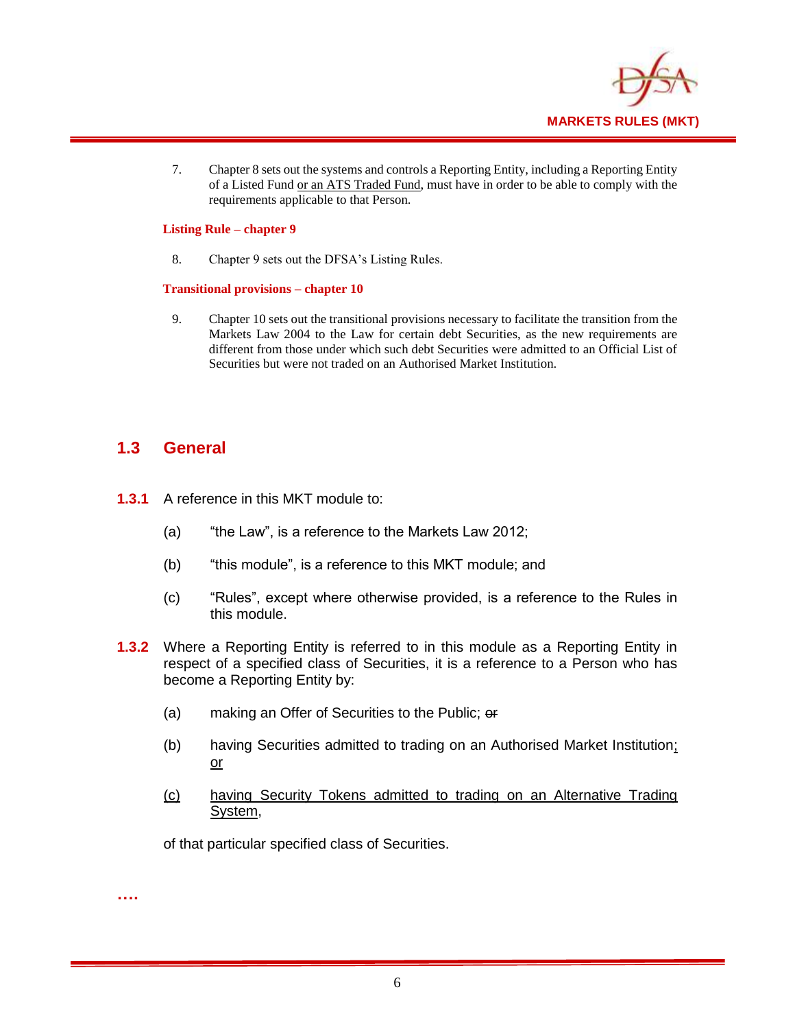7. Chapter 8 sets out the systems and controls a Reporting Entity, including a Reporting Entity of a Listed Fund <u>or an ATS Traded Fund</u>, must have in order to be able to comply with the requirements applicable to that Person.

**Listing Rule – chapter 9**

8. Chapter 9 sets out the DFSA's Listing Rules.

**Transitional provisions – chapter 10**

9. Chapter 10 sets out the transitional provisions necessary to facilitate the transition from the Markets Law 2004 to the Law for certain debt Securities, as the new requirements are different from those under which such debt Securities were admitted to an Official List of Securities but were not traded on an Authorised Market Institution.

## 1.3 General

**1.3.1** A reference in this MKT module to:

(a) "the Law", is a reference to the Markets Law 2012;

(b) "this module", is a reference to this MKT module; and

(c) "Rules", except where otherwise provided, is a reference to the Rules in this module.

**1.3.2** Where a Reporting Entity is referred to in this module as a Reporting Entity in respect of a specified class of Securities, it is a reference to a Person who has become a Reporting Entity by:

(a) making an Offer of Securities to the Public; ~~or~~

(b) having Securities admitted to trading on an Authorised Market Institution<u>; or</u>

<u>(c)</u> <u>having Security Tokens admitted to trading on an Alternative Trading System</u>,

of that particular specified class of Securities.

….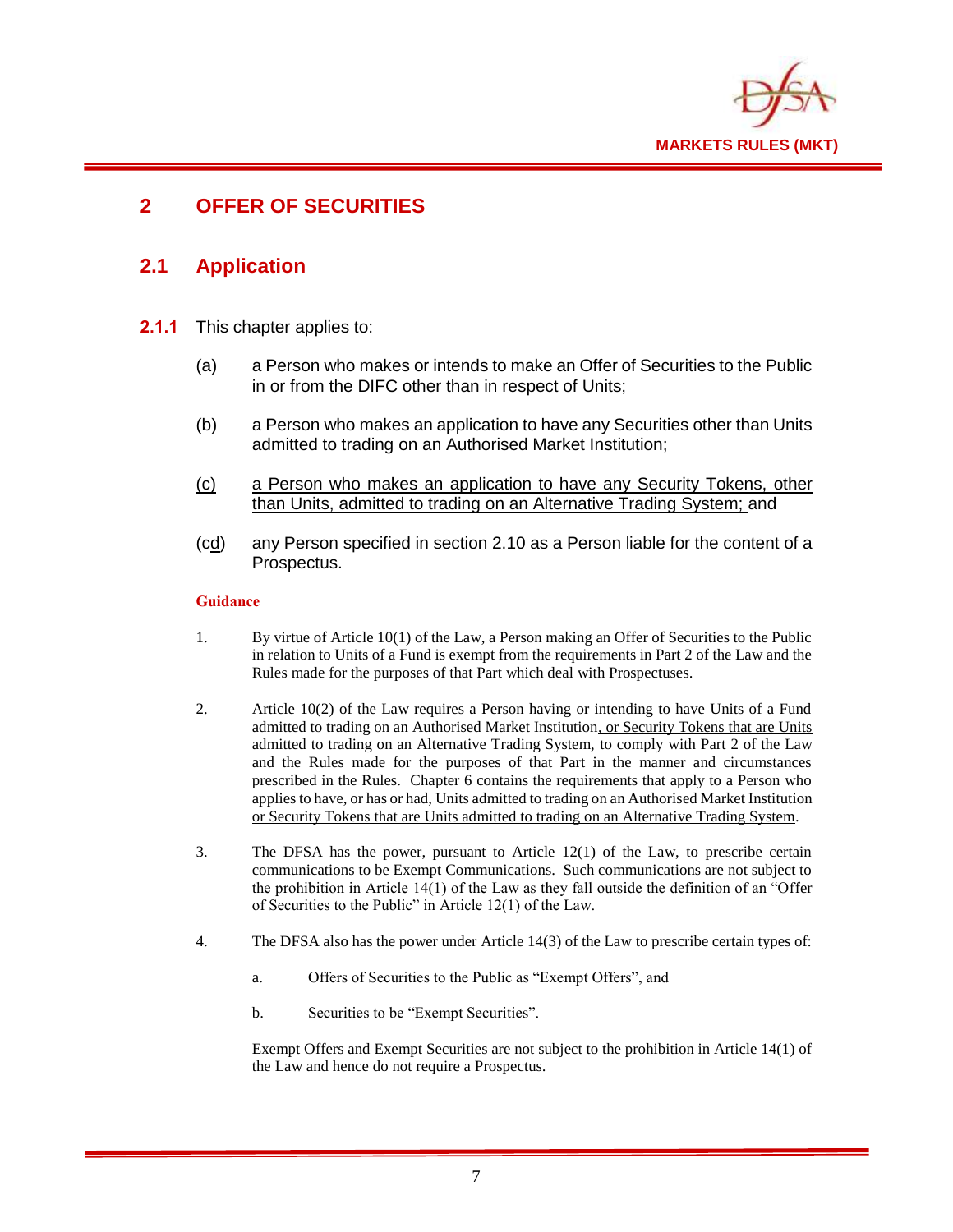## 2 OFFER OF SECURITIES

### 2.1 Application

**2.1.1** This chapter applies to:

(a) a Person who makes or intends to make an Offer of Securities to the Public in or from the DIFC other than in respect of Units;

(b) a Person who makes an application to have any Securities other than Units admitted to trading on an Authorised Market Institution;

(c) a Person who makes an application to have any Security Tokens, other than Units, admitted to trading on an Alternative Trading System; and

(cd) any Person specified in section 2.10 as a Person liable for the content of a Prospectus.

**Guidance**

1. By virtue of Article 10(1) of the Law, a Person making an Offer of Securities to the Public in relation to Units of a Fund is exempt from the requirements in Part 2 of the Law and the Rules made for the purposes of that Part which deal with Prospectuses.

2. Article 10(2) of the Law requires a Person having or intending to have Units of a Fund admitted to trading on an Authorised Market Institution, or Security Tokens that are Units admitted to trading on an Alternative Trading System, to comply with Part 2 of the Law and the Rules made for the purposes of that Part in the manner and circumstances prescribed in the Rules. Chapter 6 contains the requirements that apply to a Person who applies to have, or has or had, Units admitted to trading on an Authorised Market Institution or Security Tokens that are Units admitted to trading on an Alternative Trading System.

3. The DFSA has the power, pursuant to Article 12(1) of the Law, to prescribe certain communications to be Exempt Communications. Such communications are not subject to the prohibition in Article 14(1) of the Law as they fall outside the definition of an "Offer of Securities to the Public" in Article 12(1) of the Law.

4. The DFSA also has the power under Article 14(3) of the Law to prescribe certain types of:

   a. Offers of Securities to the Public as "Exempt Offers", and

   b. Securities to be "Exempt Securities".

   Exempt Offers and Exempt Securities are not subject to the prohibition in Article 14(1) of the Law and hence do not require a Prospectus.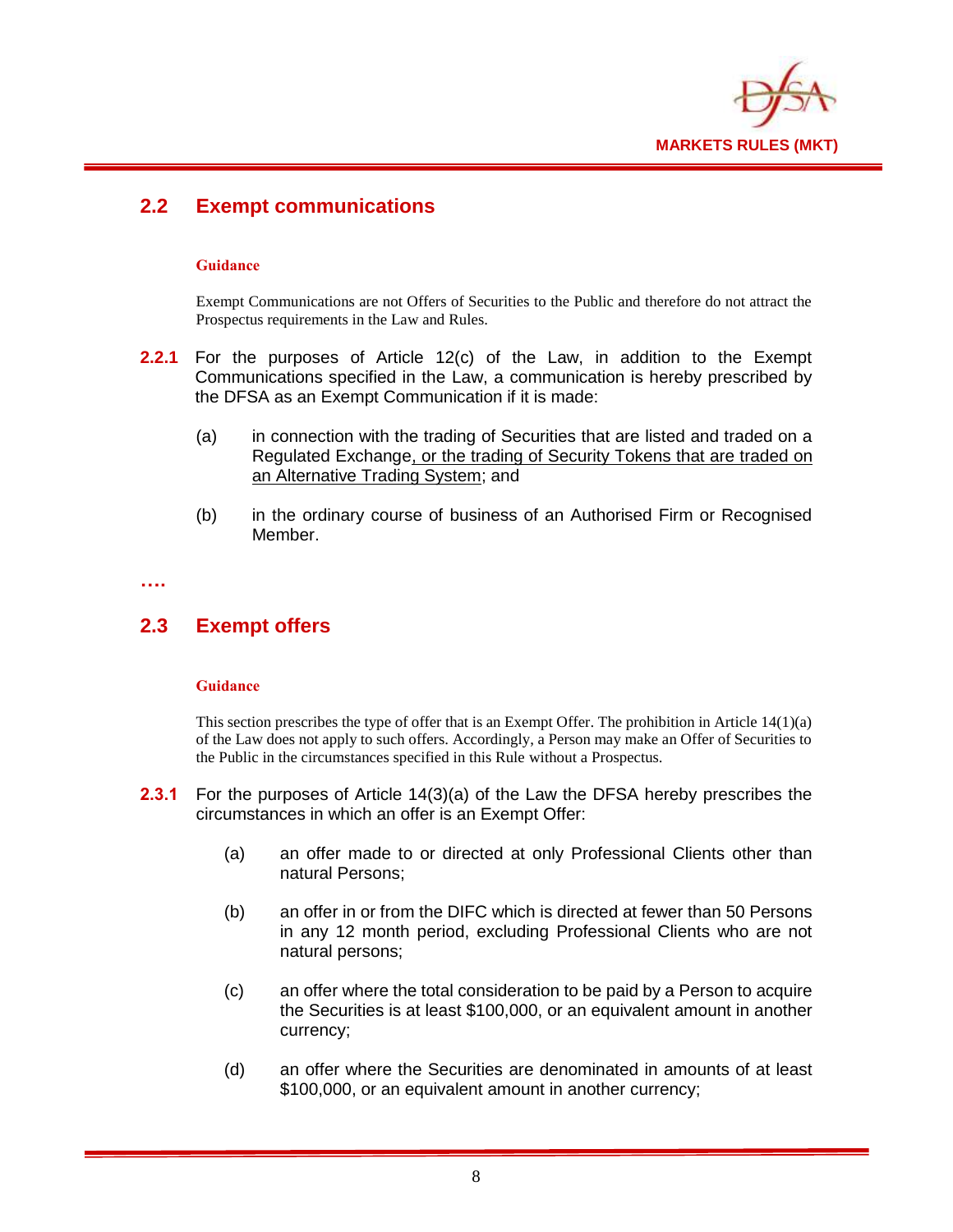## 2.2 Exempt communications

**Guidance**

Exempt Communications are not Offers of Securities to the Public and therefore do not attract the Prospectus requirements in the Law and Rules.

**2.2.1** For the purposes of Article 12(c) of the Law, in addition to the Exempt Communications specified in the Law, a communication is hereby prescribed by the DFSA as an Exempt Communication if it is made:

(a) in connection with the trading of Securities that are listed and traded on a Regulated Exchange, or the trading of Security Tokens that are traded on an Alternative Trading System; and

(b) in the ordinary course of business of an Authorised Firm or Recognised Member.

**….**

## 2.3 Exempt offers

**Guidance**

This section prescribes the type of offer that is an Exempt Offer. The prohibition in Article 14(1)(a) of the Law does not apply to such offers. Accordingly, a Person may make an Offer of Securities to the Public in the circumstances specified in this Rule without a Prospectus.

**2.3.1** For the purposes of Article 14(3)(a) of the Law the DFSA hereby prescribes the circumstances in which an offer is an Exempt Offer:

(a) an offer made to or directed at only Professional Clients other than natural Persons;

(b) an offer in or from the DIFC which is directed at fewer than 50 Persons in any 12 month period, excluding Professional Clients who are not natural persons;

(c) an offer where the total consideration to be paid by a Person to acquire the Securities is at least $100,000, or an equivalent amount in another currency;

(d) an offer where the Securities are denominated in amounts of at least $100,000, or an equivalent amount in another currency;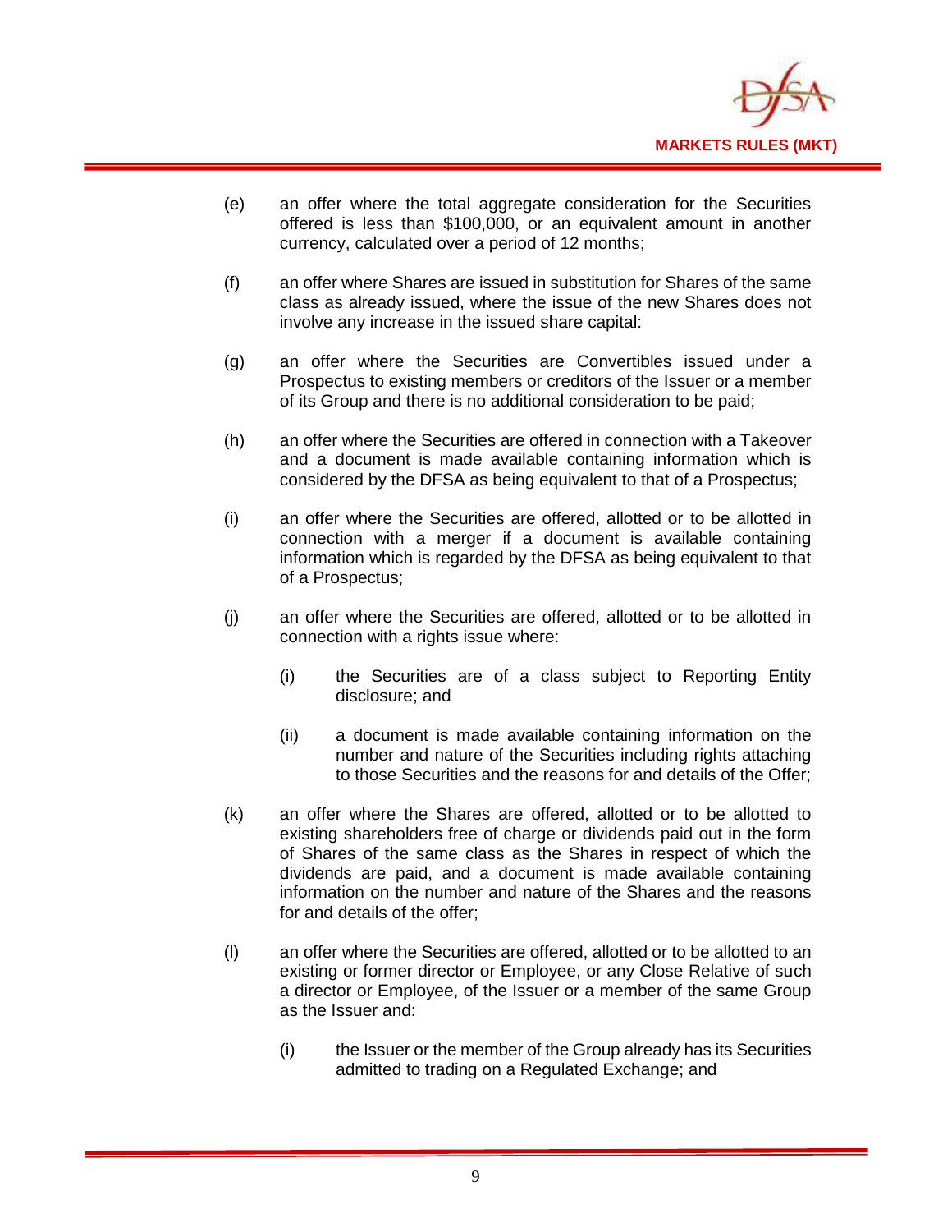(e) an offer where the total aggregate consideration for the Securities offered is less than $100,000, or an equivalent amount in another currency, calculated over a period of 12 months;

(f) an offer where Shares are issued in substitution for Shares of the same class as already issued, where the issue of the new Shares does not involve any increase in the issued share capital:

(g) an offer where the Securities are Convertibles issued under a Prospectus to existing members or creditors of the Issuer or a member of its Group and there is no additional consideration to be paid;

(h) an offer where the Securities are offered in connection with a Takeover and a document is made available containing information which is considered by the DFSA as being equivalent to that of a Prospectus;

(i) an offer where the Securities are offered, allotted or to be allotted in connection with a merger if a document is available containing information which is regarded by the DFSA as being equivalent to that of a Prospectus;

(j) an offer where the Securities are offered, allotted or to be allotted in connection with a rights issue where:

  (i) the Securities are of a class subject to Reporting Entity disclosure; and

  (ii) a document is made available containing information on the number and nature of the Securities including rights attaching to those Securities and the reasons for and details of the Offer;

(k) an offer where the Shares are offered, allotted or to be allotted to existing shareholders free of charge or dividends paid out in the form of Shares of the same class as the Shares in respect of which the dividends are paid, and a document is made available containing information on the number and nature of the Shares and the reasons for and details of the offer;

(l) an offer where the Securities are offered, allotted or to be allotted to an existing or former director or Employee, or any Close Relative of such a director or Employee, of the Issuer or a member of the same Group as the Issuer and:

  (i) the Issuer or the member of the Group already has its Securities admitted to trading on a Regulated Exchange; and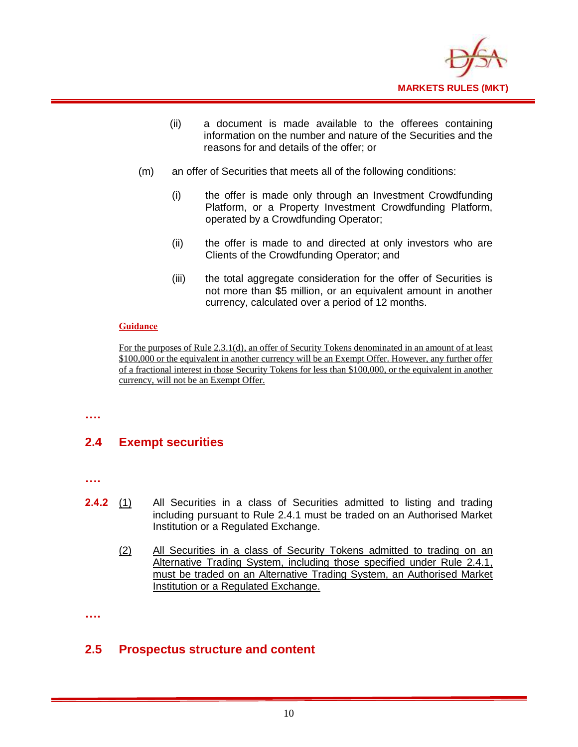(ii) a document is made available to the offerees containing information on the number and nature of the Securities and the reasons for and details of the offer; or

(m) an offer of Securities that meets all of the following conditions:

(i) the offer is made only through an Investment Crowdfunding Platform, or a Property Investment Crowdfunding Platform, operated by a Crowdfunding Operator;

(ii) the offer is made to and directed at only investors who are Clients of the Crowdfunding Operator; and

(iii) the total aggregate consideration for the offer of Securities is not more than $5 million, or an equivalent amount in another currency, calculated over a period of 12 months.

**Guidance**

For the purposes of Rule 2.3.1(d), an offer of Security Tokens denominated in an amount of at least $100,000 or the equivalent in another currency will be an Exempt Offer. However, any further offer of a fractional interest in those Security Tokens for less than $100,000, or the equivalent in another currency, will not be an Exempt Offer.

….

## 2.4 Exempt securities

….

**2.4.2** (1) All Securities in a class of Securities admitted to listing and trading including pursuant to Rule 2.4.1 must be traded on an Authorised Market Institution or a Regulated Exchange.

(2) All Securities in a class of Security Tokens admitted to trading on an Alternative Trading System, including those specified under Rule 2.4.1, must be traded on an Alternative Trading System, an Authorised Market Institution or a Regulated Exchange.

….

## 2.5 Prospectus structure and content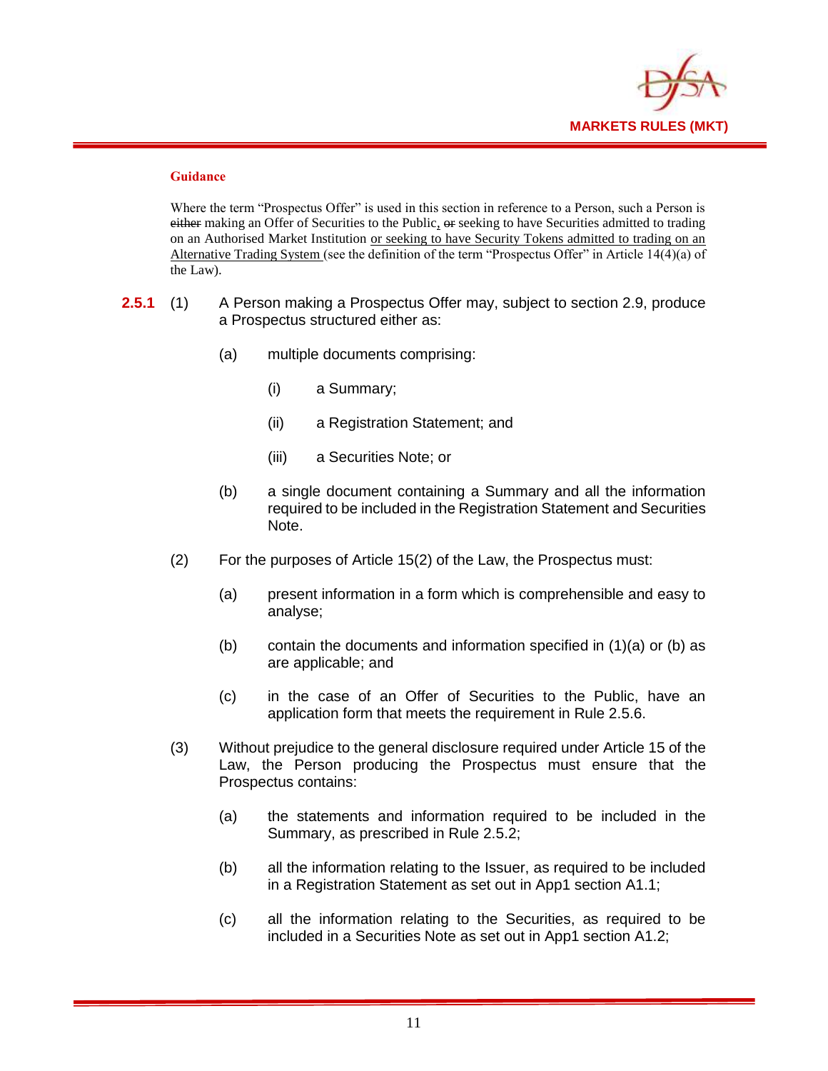**Guidance**

Where the term "Prospectus Offer" is used in this section in reference to a Person, such a Person is ~~either~~ making an Offer of Securities to the Public, ~~or~~ seeking to have Securities admitted to trading on an Authorised Market Institution <u>or seeking to have Security Tokens admitted to trading on an Alternative Trading System</u> (see the definition of the term "Prospectus Offer" in Article 14(4)(a) of the Law).

**2.5.1** (1) A Person making a Prospectus Offer may, subject to section 2.9, produce a Prospectus structured either as:

- (a) multiple documents comprising:
  - (i) a Summary;
  - (ii) a Registration Statement; and
  - (iii) a Securities Note; or
- (b) a single document containing a Summary and all the information required to be included in the Registration Statement and Securities Note.

(2) For the purposes of Article 15(2) of the Law, the Prospectus must:

- (a) present information in a form which is comprehensible and easy to analyse;
- (b) contain the documents and information specified in (1)(a) or (b) as are applicable; and
- (c) in the case of an Offer of Securities to the Public, have an application form that meets the requirement in Rule 2.5.6.

(3) Without prejudice to the general disclosure required under Article 15 of the Law, the Person producing the Prospectus must ensure that the Prospectus contains:

- (a) the statements and information required to be included in the Summary, as prescribed in Rule 2.5.2;
- (b) all the information relating to the Issuer, as required to be included in a Registration Statement as set out in App1 section A1.1;
- (c) all the information relating to the Securities, as required to be included in a Securities Note as set out in App1 section A1.2;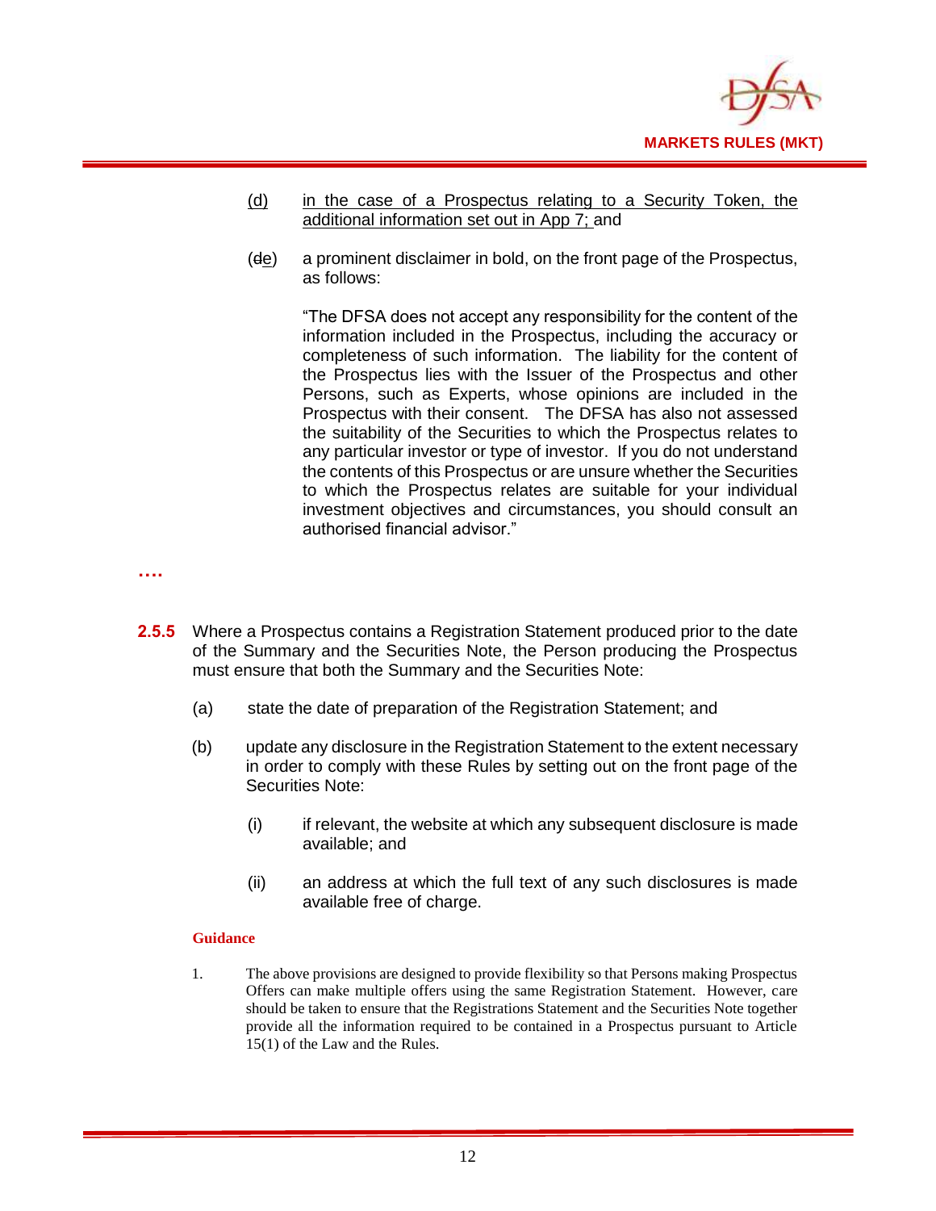(d) in the case of a Prospectus relating to a Security Token, the additional information set out in App 7; and

(de) a prominent disclaimer in bold, on the front page of the Prospectus, as follows:

"The DFSA does not accept any responsibility for the content of the information included in the Prospectus, including the accuracy or completeness of such information. The liability for the content of the Prospectus lies with the Issuer of the Prospectus and other Persons, such as Experts, whose opinions are included in the Prospectus with their consent. The DFSA has also not assessed the suitability of the Securities to which the Prospectus relates to any particular investor or type of investor. If you do not understand the contents of this Prospectus or are unsure whether the Securities to which the Prospectus relates are suitable for your individual investment objectives and circumstances, you should consult an authorised financial advisor."

….

**2.5.5** Where a Prospectus contains a Registration Statement produced prior to the date of the Summary and the Securities Note, the Person producing the Prospectus must ensure that both the Summary and the Securities Note:

(a) state the date of preparation of the Registration Statement; and

(b) update any disclosure in the Registration Statement to the extent necessary in order to comply with these Rules by setting out on the front page of the Securities Note:

(i) if relevant, the website at which any subsequent disclosure is made available; and

(ii) an address at which the full text of any such disclosures is made available free of charge.

**Guidance**

1. The above provisions are designed to provide flexibility so that Persons making Prospectus Offers can make multiple offers using the same Registration Statement. However, care should be taken to ensure that the Registrations Statement and the Securities Note together provide all the information required to be contained in a Prospectus pursuant to Article 15(1) of the Law and the Rules.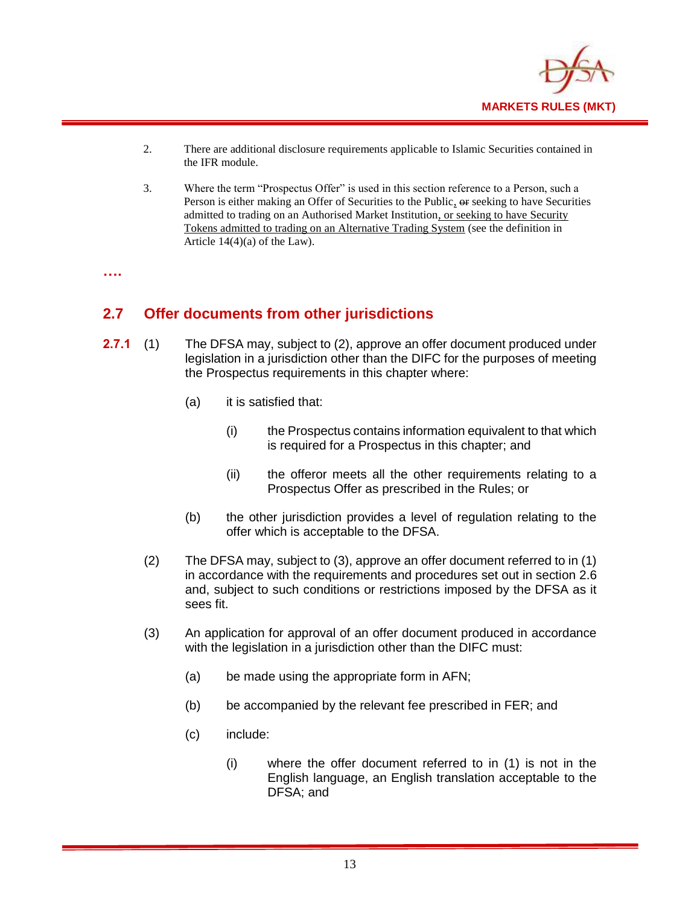2. There are additional disclosure requirements applicable to Islamic Securities contained in the IFR module.

3. Where the term "Prospectus Offer" is used in this section reference to a Person, such a Person is either making an Offer of Securities to the Public, ~~or~~ seeking to have Securities admitted to trading on an Authorised Market Institution, or seeking to have Security Tokens admitted to trading on an Alternative Trading System (see the definition in Article 14(4)(a) of the Law).

**….**

## 2.7 Offer documents from other jurisdictions

**2.7.1** (1) The DFSA may, subject to (2), approve an offer document produced under legislation in a jurisdiction other than the DIFC for the purposes of meeting the Prospectus requirements in this chapter where:

(a) it is satisfied that:

(i) the Prospectus contains information equivalent to that which is required for a Prospectus in this chapter; and

(ii) the offeror meets all the other requirements relating to a Prospectus Offer as prescribed in the Rules; or

(b) the other jurisdiction provides a level of regulation relating to the offer which is acceptable to the DFSA.

(2) The DFSA may, subject to (3), approve an offer document referred to in (1) in accordance with the requirements and procedures set out in section 2.6 and, subject to such conditions or restrictions imposed by the DFSA as it sees fit.

(3) An application for approval of an offer document produced in accordance with the legislation in a jurisdiction other than the DIFC must:

(a) be made using the appropriate form in AFN;

(b) be accompanied by the relevant fee prescribed in FER; and

(c) include:

(i) where the offer document referred to in (1) is not in the English language, an English translation acceptable to the DFSA; and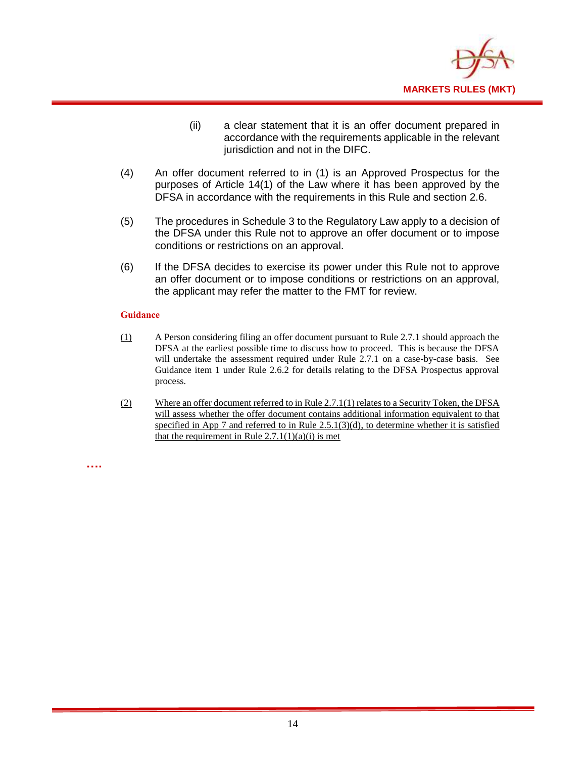(ii) a clear statement that it is an offer document prepared in accordance with the requirements applicable in the relevant jurisdiction and not in the DIFC.

(4) An offer document referred to in (1) is an Approved Prospectus for the purposes of Article 14(1) of the Law where it has been approved by the DFSA in accordance with the requirements in this Rule and section 2.6.

(5) The procedures in Schedule 3 to the Regulatory Law apply to a decision of the DFSA under this Rule not to approve an offer document or to impose conditions or restrictions on an approval.

(6) If the DFSA decides to exercise its power under this Rule not to approve an offer document or to impose conditions or restrictions on an approval, the applicant may refer the matter to the FMT for review.

**Guidance**

(1) A Person considering filing an offer document pursuant to Rule 2.7.1 should approach the DFSA at the earliest possible time to discuss how to proceed. This is because the DFSA will undertake the assessment required under Rule 2.7.1 on a case-by-case basis. See Guidance item 1 under Rule 2.6.2 for details relating to the DFSA Prospectus approval process.

(2) Where an offer document referred to in Rule 2.7.1(1) relates to a Security Token, the DFSA will assess whether the offer document contains additional information equivalent to that specified in App 7 and referred to in Rule 2.5.1(3)(d), to determine whether it is satisfied that the requirement in Rule 2.7.1(1)(a)(i) is met

….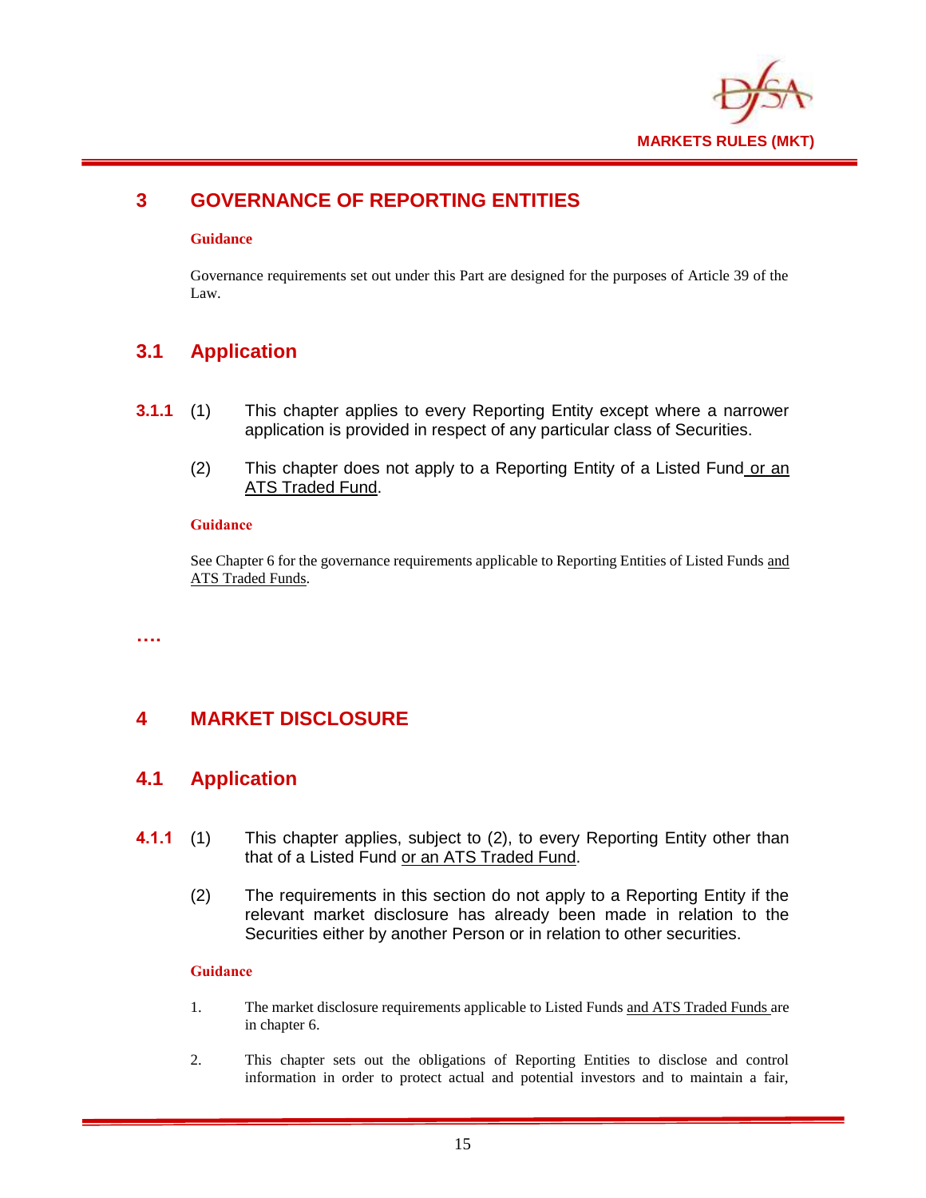# 3 GOVERNANCE OF REPORTING ENTITIES

**Guidance**

Governance requirements set out under this Part are designed for the purposes of Article 39 of the Law.

## 3.1 Application

**3.1.1** (1) This chapter applies to every Reporting Entity except where a narrower application is provided in respect of any particular class of Securities.

(2) This chapter does not apply to a Reporting Entity of a Listed Fund <u>or an ATS Traded Fund</u>.

**Guidance**

See Chapter 6 for the governance requirements applicable to Reporting Entities of Listed Funds <u>and ATS Traded Funds</u>.

**….**

# 4 MARKET DISCLOSURE

## 4.1 Application

**4.1.1** (1) This chapter applies, subject to (2), to every Reporting Entity other than that of a Listed Fund <u>or an ATS Traded Fund</u>.

(2) The requirements in this section do not apply to a Reporting Entity if the relevant market disclosure has already been made in relation to the Securities either by another Person or in relation to other securities.

**Guidance**

1. The market disclosure requirements applicable to Listed Funds <u>and ATS Traded Funds</u> are in chapter 6.

2. This chapter sets out the obligations of Reporting Entities to disclose and control information in order to protect actual and potential investors and to maintain a fair,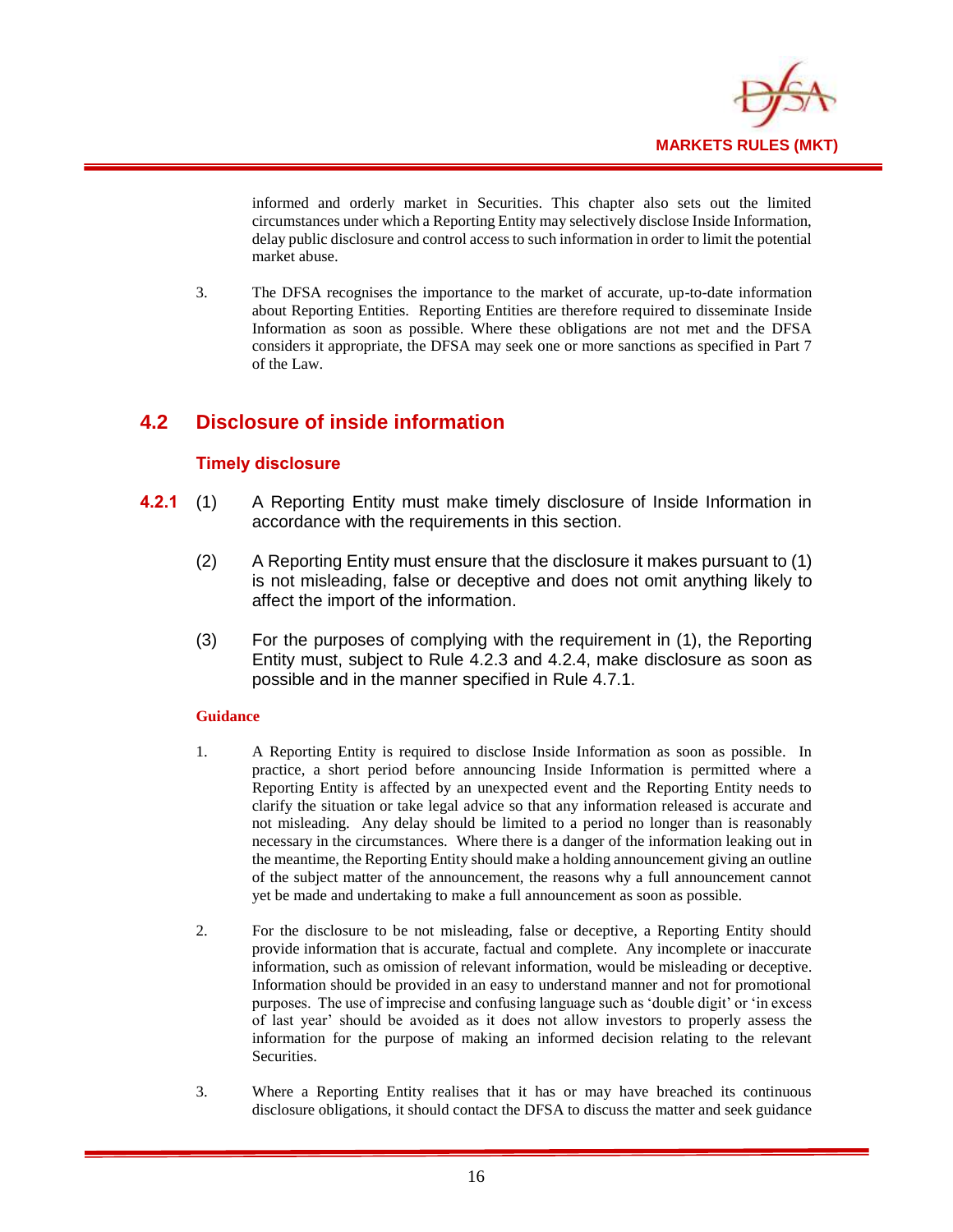informed and orderly market in Securities. This chapter also sets out the limited circumstances under which a Reporting Entity may selectively disclose Inside Information, delay public disclosure and control access to such information in order to limit the potential market abuse.

3. The DFSA recognises the importance to the market of accurate, up-to-date information about Reporting Entities. Reporting Entities are therefore required to disseminate Inside Information as soon as possible. Where these obligations are not met and the DFSA considers it appropriate, the DFSA may seek one or more sanctions as specified in Part 7 of the Law.

## 4.2 Disclosure of inside information

### Timely disclosure

**4.2.1** (1) A Reporting Entity must make timely disclosure of Inside Information in accordance with the requirements in this section.

(2) A Reporting Entity must ensure that the disclosure it makes pursuant to (1) is not misleading, false or deceptive and does not omit anything likely to affect the import of the information.

(3) For the purposes of complying with the requirement in (1), the Reporting Entity must, subject to Rule 4.2.3 and 4.2.4, make disclosure as soon as possible and in the manner specified in Rule 4.7.1.

**Guidance**

1. A Reporting Entity is required to disclose Inside Information as soon as possible. In practice, a short period before announcing Inside Information is permitted where a Reporting Entity is affected by an unexpected event and the Reporting Entity needs to clarify the situation or take legal advice so that any information released is accurate and not misleading. Any delay should be limited to a period no longer than is reasonably necessary in the circumstances. Where there is a danger of the information leaking out in the meantime, the Reporting Entity should make a holding announcement giving an outline of the subject matter of the announcement, the reasons why a full announcement cannot yet be made and undertaking to make a full announcement as soon as possible.

2. For the disclosure to be not misleading, false or deceptive, a Reporting Entity should provide information that is accurate, factual and complete. Any incomplete or inaccurate information, such as omission of relevant information, would be misleading or deceptive. Information should be provided in an easy to understand manner and not for promotional purposes. The use of imprecise and confusing language such as 'double digit' or 'in excess of last year' should be avoided as it does not allow investors to properly assess the information for the purpose of making an informed decision relating to the relevant Securities.

3. Where a Reporting Entity realises that it has or may have breached its continuous disclosure obligations, it should contact the DFSA to discuss the matter and seek guidance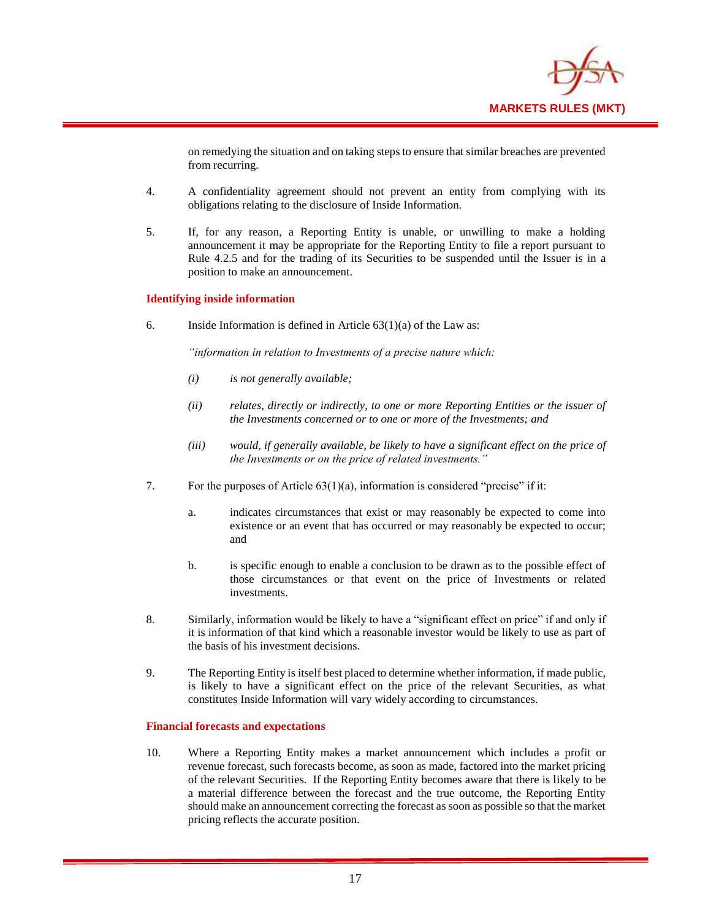on remedying the situation and on taking steps to ensure that similar breaches are prevented from recurring.

4. A confidentiality agreement should not prevent an entity from complying with its obligations relating to the disclosure of Inside Information.

5. If, for any reason, a Reporting Entity is unable, or unwilling to make a holding announcement it may be appropriate for the Reporting Entity to file a report pursuant to Rule 4.2.5 and for the trading of its Securities to be suspended until the Issuer is in a position to make an announcement.

### Identifying inside information

6. Inside Information is defined in Article 63(1)(a) of the Law as:

   *"information in relation to Investments of a precise nature which:*

   *(i) is not generally available;*

   *(ii) relates, directly or indirectly, to one or more Reporting Entities or the issuer of the Investments concerned or to one or more of the Investments; and*

   *(iii) would, if generally available, be likely to have a significant effect on the price of the Investments or on the price of related investments."*

7. For the purposes of Article 63(1)(a), information is considered "precise" if it:

   a. indicates circumstances that exist or may reasonably be expected to come into existence or an event that has occurred or may reasonably be expected to occur; and

   b. is specific enough to enable a conclusion to be drawn as to the possible effect of those circumstances or that event on the price of Investments or related investments.

8. Similarly, information would be likely to have a "significant effect on price" if and only if it is information of that kind which a reasonable investor would be likely to use as part of the basis of his investment decisions.

9. The Reporting Entity is itself best placed to determine whether information, if made public, is likely to have a significant effect on the price of the relevant Securities, as what constitutes Inside Information will vary widely according to circumstances.

### Financial forecasts and expectations

10. Where a Reporting Entity makes a market announcement which includes a profit or revenue forecast, such forecasts become, as soon as made, factored into the market pricing of the relevant Securities. If the Reporting Entity becomes aware that there is likely to be a material difference between the forecast and the true outcome, the Reporting Entity should make an announcement correcting the forecast as soon as possible so that the market pricing reflects the accurate position.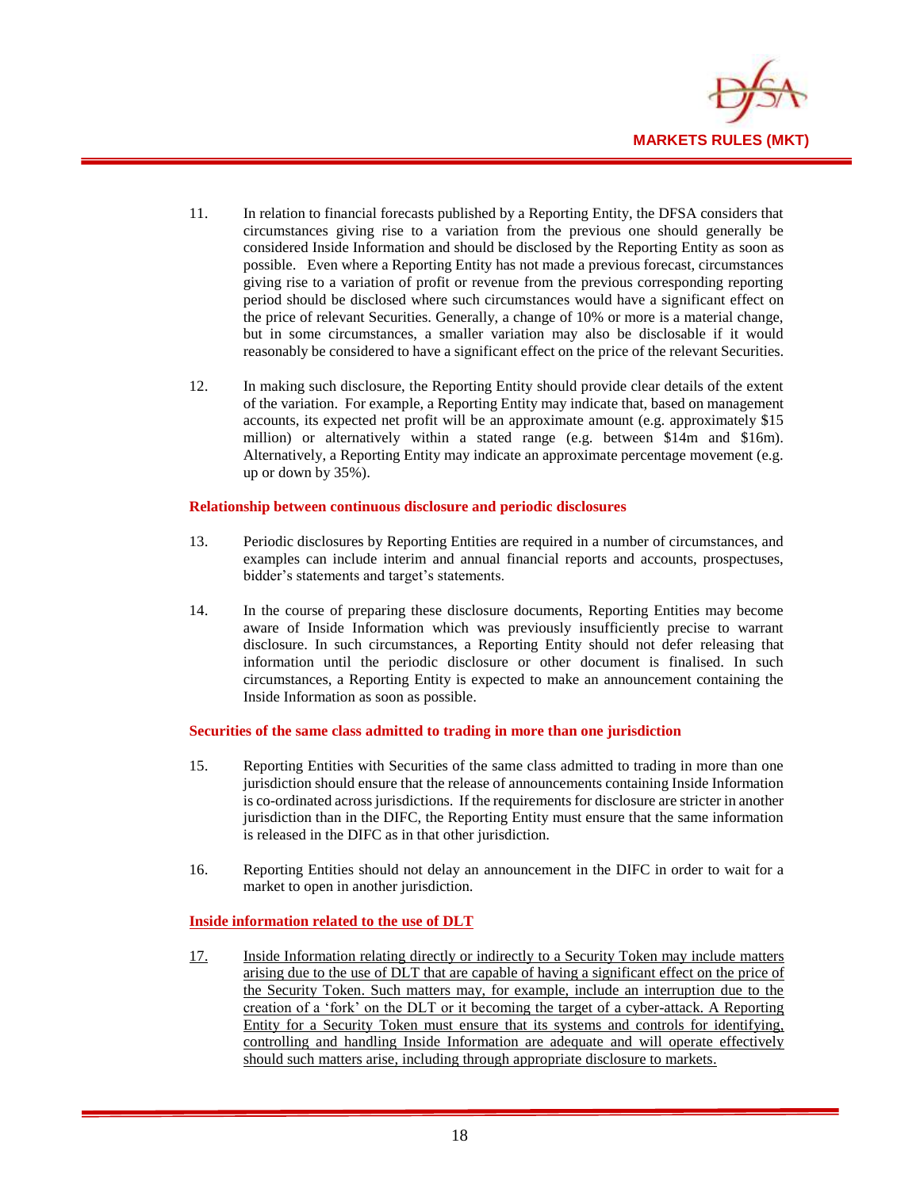11. In relation to financial forecasts published by a Reporting Entity, the DFSA considers that circumstances giving rise to a variation from the previous one should generally be considered Inside Information and should be disclosed by the Reporting Entity as soon as possible. Even where a Reporting Entity has not made a previous forecast, circumstances giving rise to a variation of profit or revenue from the previous corresponding reporting period should be disclosed where such circumstances would have a significant effect on the price of relevant Securities. Generally, a change of 10% or more is a material change, but in some circumstances, a smaller variation may also be disclosable if it would reasonably be considered to have a significant effect on the price of the relevant Securities.

12. In making such disclosure, the Reporting Entity should provide clear details of the extent of the variation. For example, a Reporting Entity may indicate that, based on management accounts, its expected net profit will be an approximate amount (e.g. approximately $15 million) or alternatively within a stated range (e.g. between $14m and $16m). Alternatively, a Reporting Entity may indicate an approximate percentage movement (e.g. up or down by 35%).

**Relationship between continuous disclosure and periodic disclosures**

13. Periodic disclosures by Reporting Entities are required in a number of circumstances, and examples can include interim and annual financial reports and accounts, prospectuses, bidder's statements and target's statements.

14. In the course of preparing these disclosure documents, Reporting Entities may become aware of Inside Information which was previously insufficiently precise to warrant disclosure. In such circumstances, a Reporting Entity should not defer releasing that information until the periodic disclosure or other document is finalised. In such circumstances, a Reporting Entity is expected to make an announcement containing the Inside Information as soon as possible.

**Securities of the same class admitted to trading in more than one jurisdiction**

15. Reporting Entities with Securities of the same class admitted to trading in more than one jurisdiction should ensure that the release of announcements containing Inside Information is co-ordinated across jurisdictions. If the requirements for disclosure are stricter in another jurisdiction than in the DIFC, the Reporting Entity must ensure that the same information is released in the DIFC as in that other jurisdiction.

16. Reporting Entities should not delay an announcement in the DIFC in order to wait for a market to open in another jurisdiction.

**Inside information related to the use of DLT**

17. Inside Information relating directly or indirectly to a Security Token may include matters arising due to the use of DLT that are capable of having a significant effect on the price of the Security Token. Such matters may, for example, include an interruption due to the creation of a 'fork' on the DLT or it becoming the target of a cyber-attack. A Reporting Entity for a Security Token must ensure that its systems and controls for identifying, controlling and handling Inside Information are adequate and will operate effectively should such matters arise, including through appropriate disclosure to markets.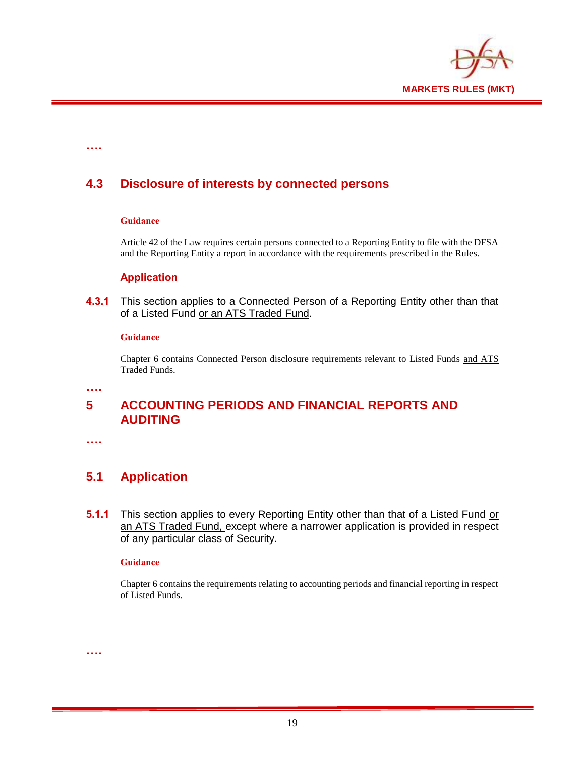….

## 4.3 Disclosure of interests by connected persons

**Guidance**

Article 42 of the Law requires certain persons connected to a Reporting Entity to file with the DFSA and the Reporting Entity a report in accordance with the requirements prescribed in the Rules.

### Application

**4.3.1** This section applies to a Connected Person of a Reporting Entity other than that of a Listed Fund or an ATS Traded Fund.

**Guidance**

Chapter 6 contains Connected Person disclosure requirements relevant to Listed Funds and ATS Traded Funds.

….

# 5 ACCOUNTING PERIODS AND FINANCIAL REPORTS AND AUDITING

….

## 5.1 Application

**5.1.1** This section applies to every Reporting Entity other than that of a Listed Fund or an ATS Traded Fund, except where a narrower application is provided in respect of any particular class of Security.

**Guidance**

Chapter 6 contains the requirements relating to accounting periods and financial reporting in respect of Listed Funds.

….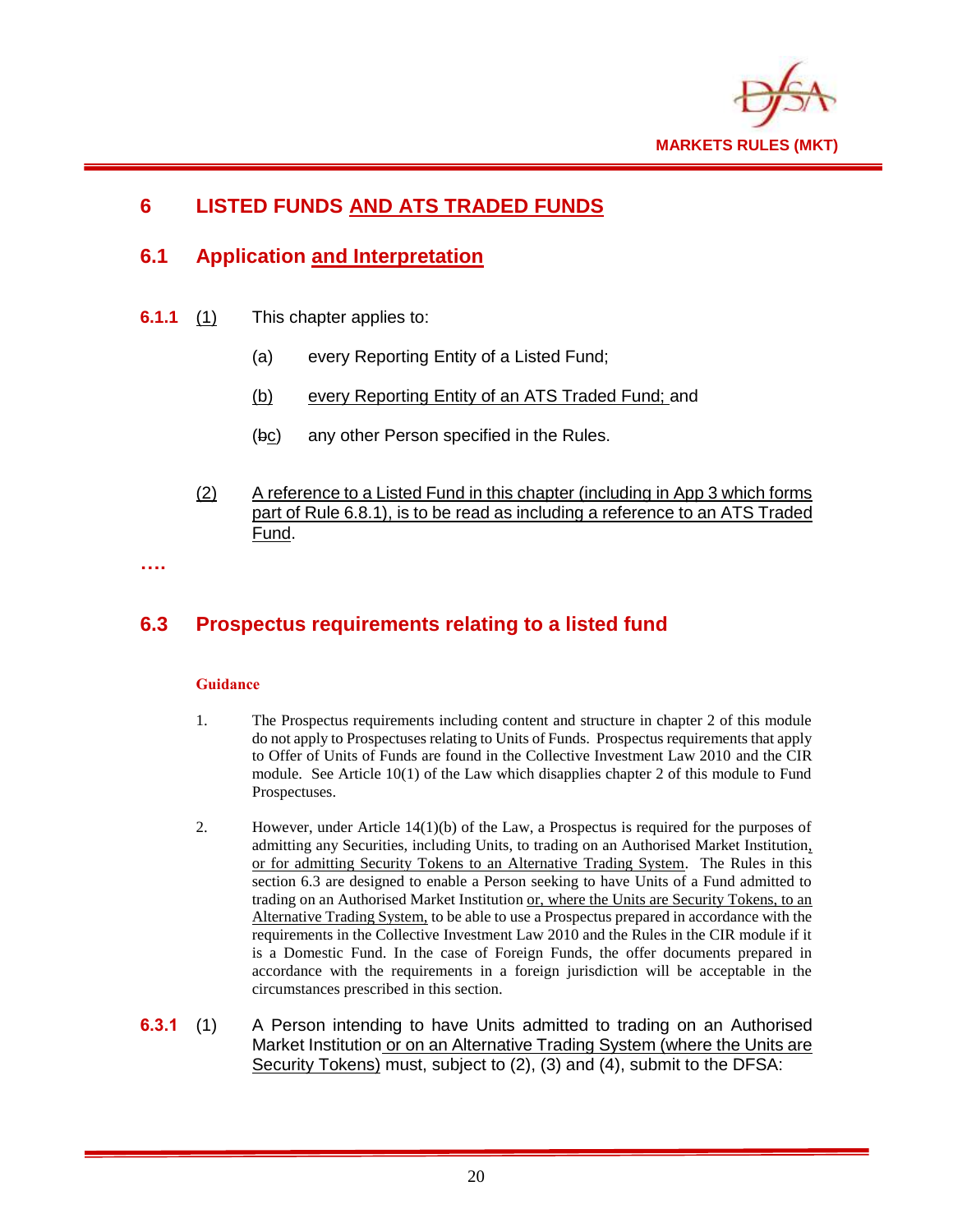# 6 LISTED FUNDS <u>AND ATS TRADED FUNDS</u>

## 6.1 Application <u>and Interpretation</u>

**6.1.1** <u>(1)</u> This chapter applies to:

(a) every Reporting Entity of a Listed Fund;

<u>(b)</u> <u>every Reporting Entity of an ATS Traded Fund;</u> and

(~~b~~<u>c</u>) any other Person specified in the Rules.

<u>(2)</u> <u>A reference to a Listed Fund in this chapter (including in App 3 which forms part of Rule 6.8.1), is to be read as including a reference to an ATS Traded Fund</u>.

….

## 6.3 Prospectus requirements relating to a listed fund

**Guidance**

1. The Prospectus requirements including content and structure in chapter 2 of this module do not apply to Prospectuses relating to Units of Funds. Prospectus requirements that apply to Offer of Units of Funds are found in the Collective Investment Law 2010 and the CIR module. See Article 10(1) of the Law which disapplies chapter 2 of this module to Fund Prospectuses.

2. However, under Article 14(1)(b) of the Law, a Prospectus is required for the purposes of admitting any Securities, including Units, to trading on an Authorised Market Institution<u>, or for admitting Security Tokens to an Alternative Trading System</u>. The Rules in this section 6.3 are designed to enable a Person seeking to have Units of a Fund admitted to trading on an Authorised Market Institution <u>or, where the Units are Security Tokens, to an Alternative Trading System,</u> to be able to use a Prospectus prepared in accordance with the requirements in the Collective Investment Law 2010 and the Rules in the CIR module if it is a Domestic Fund. In the case of Foreign Funds, the offer documents prepared in accordance with the requirements in a foreign jurisdiction will be acceptable in the circumstances prescribed in this section.

**6.3.1** (1) A Person intending to have Units admitted to trading on an Authorised Market Institution<u> or on an Alternative Trading System (where the Units are Security Tokens)</u> must, subject to (2), (3) and (4), submit to the DFSA: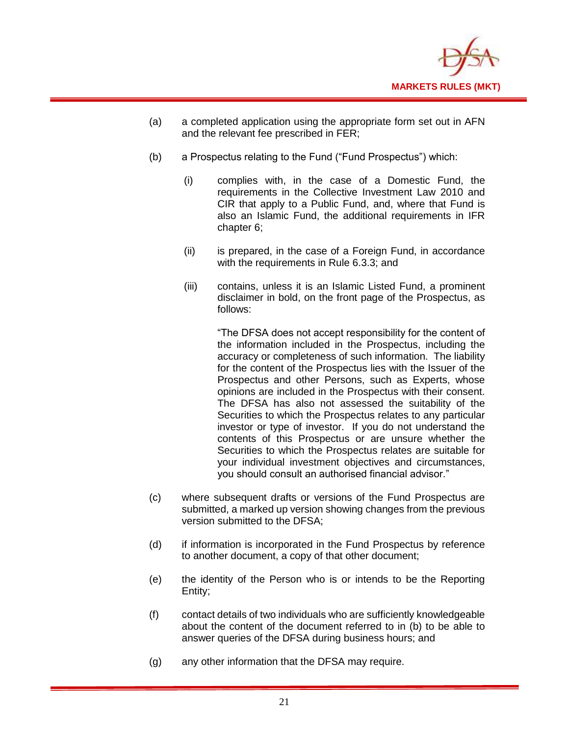(a) a completed application using the appropriate form set out in AFN and the relevant fee prescribed in FER;

(b) a Prospectus relating to the Fund ("Fund Prospectus") which:

   (i) complies with, in the case of a Domestic Fund, the requirements in the Collective Investment Law 2010 and CIR that apply to a Public Fund, and, where that Fund is also an Islamic Fund, the additional requirements in IFR chapter 6;

   (ii) is prepared, in the case of a Foreign Fund, in accordance with the requirements in Rule 6.3.3; and

   (iii) contains, unless it is an Islamic Listed Fund, a prominent disclaimer in bold, on the front page of the Prospectus, as follows:

   "The DFSA does not accept responsibility for the content of the information included in the Prospectus, including the accuracy or completeness of such information. The liability for the content of the Prospectus lies with the Issuer of the Prospectus and other Persons, such as Experts, whose opinions are included in the Prospectus with their consent. The DFSA has also not assessed the suitability of the Securities to which the Prospectus relates to any particular investor or type of investor. If you do not understand the contents of this Prospectus or are unsure whether the Securities to which the Prospectus relates are suitable for your individual investment objectives and circumstances, you should consult an authorised financial advisor."

(c) where subsequent drafts or versions of the Fund Prospectus are submitted, a marked up version showing changes from the previous version submitted to the DFSA;

(d) if information is incorporated in the Fund Prospectus by reference to another document, a copy of that other document;

(e) the identity of the Person who is or intends to be the Reporting Entity;

(f) contact details of two individuals who are sufficiently knowledgeable about the content of the document referred to in (b) to be able to answer queries of the DFSA during business hours; and

(g) any other information that the DFSA may require.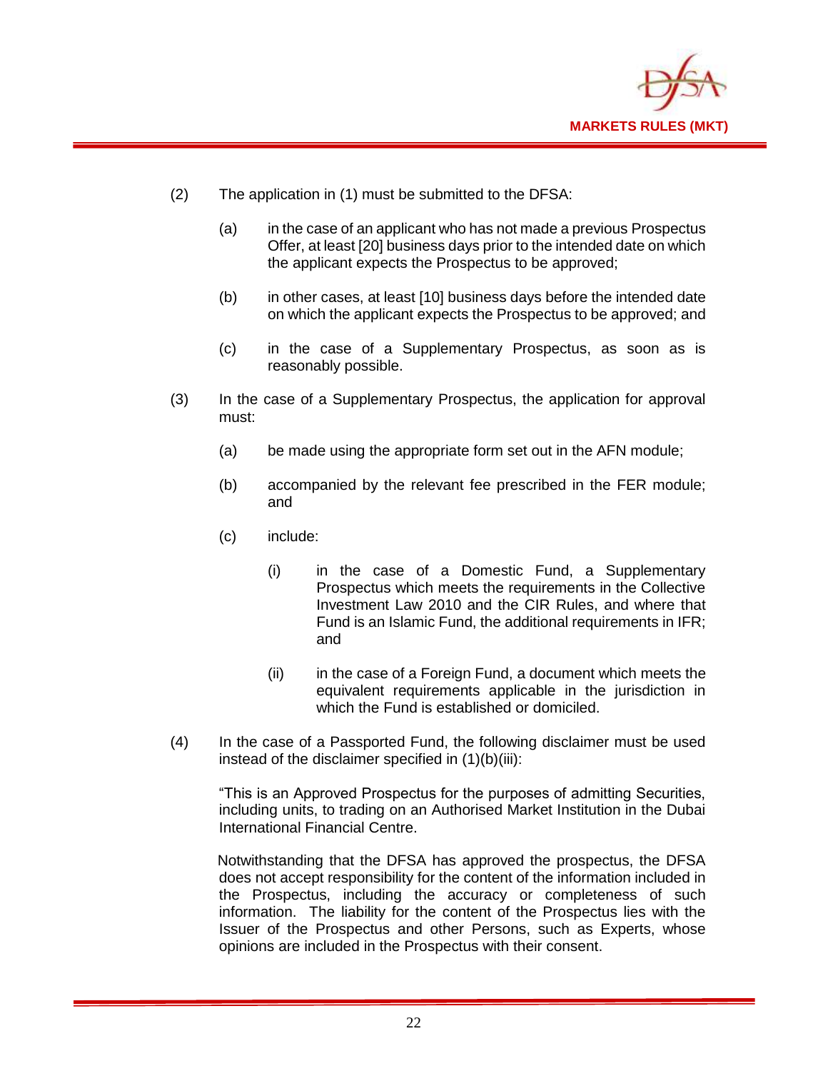(2) The application in (1) must be submitted to the DFSA:

  (a) in the case of an applicant who has not made a previous Prospectus Offer, at least [20] business days prior to the intended date on which the applicant expects the Prospectus to be approved;

  (b) in other cases, at least [10] business days before the intended date on which the applicant expects the Prospectus to be approved; and

  (c) in the case of a Supplementary Prospectus, as soon as is reasonably possible.

(3) In the case of a Supplementary Prospectus, the application for approval must:

  (a) be made using the appropriate form set out in the AFN module;

  (b) accompanied by the relevant fee prescribed in the FER module; and

  (c) include:

    (i) in the case of a Domestic Fund, a Supplementary Prospectus which meets the requirements in the Collective Investment Law 2010 and the CIR Rules, and where that Fund is an Islamic Fund, the additional requirements in IFR; and

    (ii) in the case of a Foreign Fund, a document which meets the equivalent requirements applicable in the jurisdiction in which the Fund is established or domiciled.

(4) In the case of a Passported Fund, the following disclaimer must be used instead of the disclaimer specified in (1)(b)(iii):

"This is an Approved Prospectus for the purposes of admitting Securities, including units, to trading on an Authorised Market Institution in the Dubai International Financial Centre.

Notwithstanding that the DFSA has approved the prospectus, the DFSA does not accept responsibility for the content of the information included in the Prospectus, including the accuracy or completeness of such information. The liability for the content of the Prospectus lies with the Issuer of the Prospectus and other Persons, such as Experts, whose opinions are included in the Prospectus with their consent.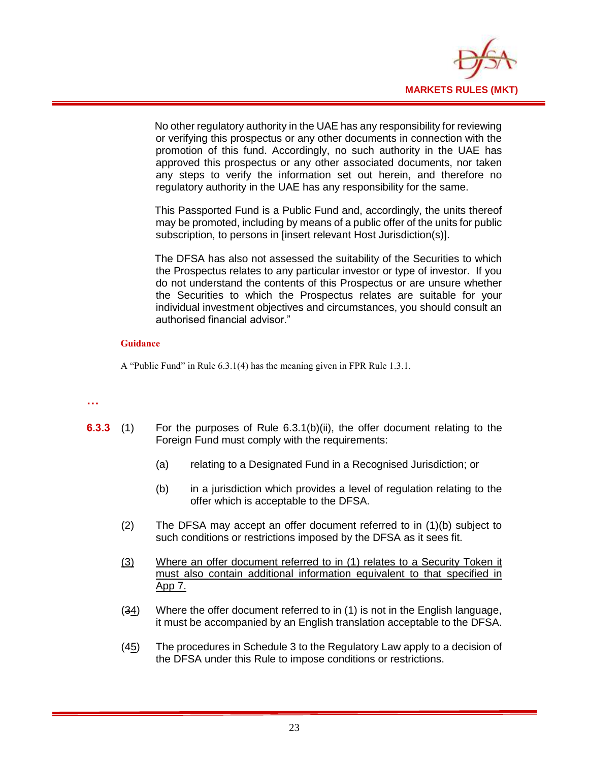No other regulatory authority in the UAE has any responsibility for reviewing or verifying this prospectus or any other documents in connection with the promotion of this fund. Accordingly, no such authority in the UAE has approved this prospectus or any other associated documents, nor taken any steps to verify the information set out herein, and therefore no regulatory authority in the UAE has any responsibility for the same.

This Passported Fund is a Public Fund and, accordingly, the units thereof may be promoted, including by means of a public offer of the units for public subscription, to persons in [insert relevant Host Jurisdiction(s)].

The DFSA has also not assessed the suitability of the Securities to which the Prospectus relates to any particular investor or type of investor. If you do not understand the contents of this Prospectus or are unsure whether the Securities to which the Prospectus relates are suitable for your individual investment objectives and circumstances, you should consult an authorised financial advisor."

**Guidance**

A "Public Fund" in Rule 6.3.1(4) has the meaning given in FPR Rule 1.3.1.

…

**6.3.3** (1) For the purposes of Rule 6.3.1(b)(ii), the offer document relating to the Foreign Fund must comply with the requirements:

(a) relating to a Designated Fund in a Recognised Jurisdiction; or

(b) in a jurisdiction which provides a level of regulation relating to the offer which is acceptable to the DFSA.

(2) The DFSA may accept an offer document referred to in (1)(b) subject to such conditions or restrictions imposed by the DFSA as it sees fit.

<u>(3) Where an offer document referred to in (1) relates to a Security Token it must also contain additional information equivalent to that specified in App 7.</u>

(~~3~~<u>4</u>) Where the offer document referred to in (1) is not in the English language, it must be accompanied by an English translation acceptable to the DFSA.

(~~4~~<u>5</u>) The procedures in Schedule 3 to the Regulatory Law apply to a decision of the DFSA under this Rule to impose conditions or restrictions.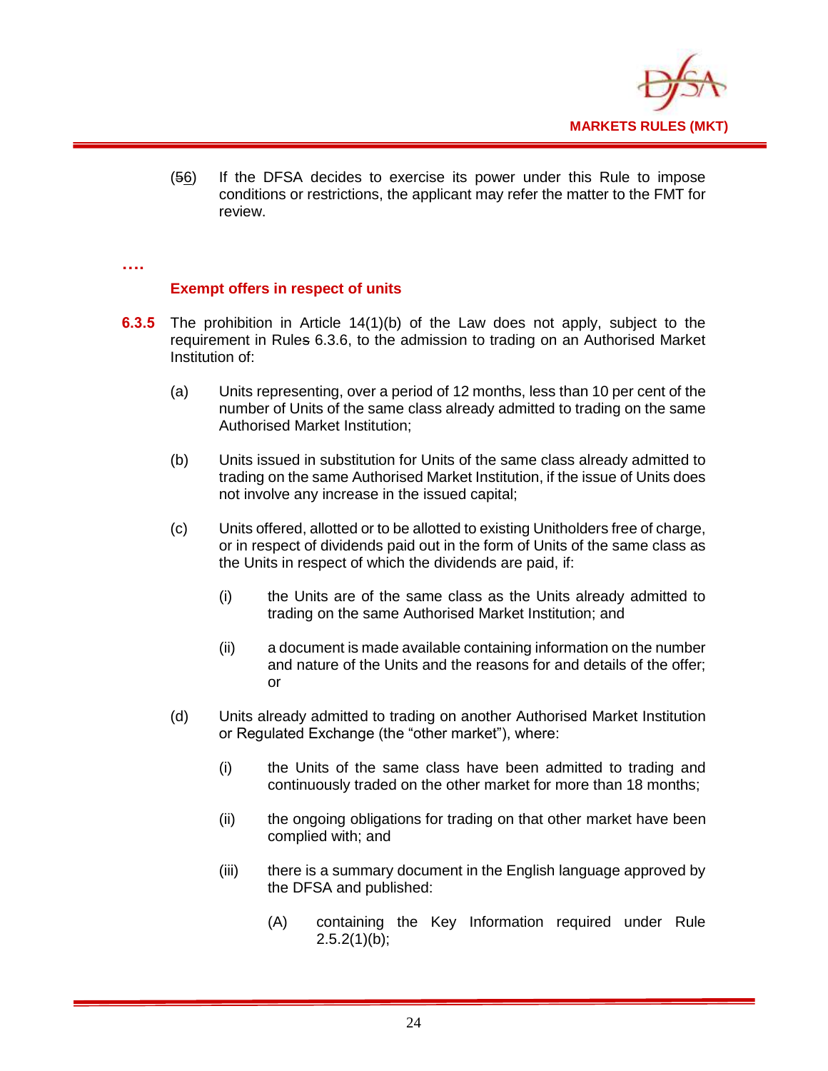(~~5~~6) If the DFSA decides to exercise its power under this Rule to impose conditions or restrictions, the applicant may refer the matter to the FMT for review.

….

### Exempt offers in respect of units

**6.3.5** The prohibition in Article 14(1)(b) of the Law does not apply, subject to the requirement in Rule~~s~~ 6.3.6, to the admission to trading on an Authorised Market Institution of:

(a) Units representing, over a period of 12 months, less than 10 per cent of the number of Units of the same class already admitted to trading on the same Authorised Market Institution;

(b) Units issued in substitution for Units of the same class already admitted to trading on the same Authorised Market Institution, if the issue of Units does not involve any increase in the issued capital;

(c) Units offered, allotted or to be allotted to existing Unitholders free of charge, or in respect of dividends paid out in the form of Units of the same class as the Units in respect of which the dividends are paid, if:

(i) the Units are of the same class as the Units already admitted to trading on the same Authorised Market Institution; and

(ii) a document is made available containing information on the number and nature of the Units and the reasons for and details of the offer; or

(d) Units already admitted to trading on another Authorised Market Institution or Regulated Exchange (the "other market"), where:

(i) the Units of the same class have been admitted to trading and continuously traded on the other market for more than 18 months;

(ii) the ongoing obligations for trading on that other market have been complied with; and

(iii) there is a summary document in the English language approved by the DFSA and published:

(A) containing the Key Information required under Rule 2.5.2(1)(b);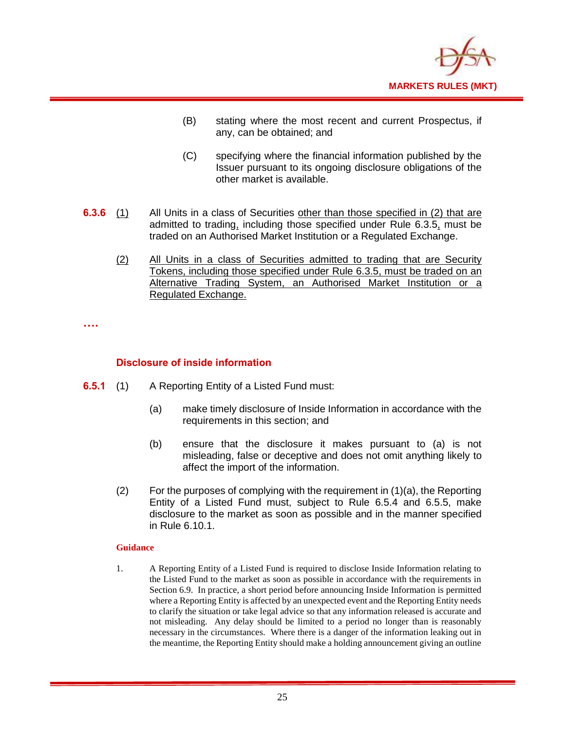(B) stating where the most recent and current Prospectus, if any, can be obtained; and

(C) specifying where the financial information published by the Issuer pursuant to its ongoing disclosure obligations of the other market is available.

**6.3.6** <u>(1)</u> All Units in a class of Securities <u>other than those specified in (2) that are</u> admitted to trading<u>,</u> including those specified under Rule 6.3.5<u>,</u> must be traded on an Authorised Market Institution or a Regulated Exchange.

<u>(2) All Units in a class of Securities admitted to trading that are Security Tokens, including those specified under Rule 6.3.5, must be traded on an Alternative Trading System, an Authorised Market Institution or a Regulated Exchange.</u>

….

### Disclosure of inside information

**6.5.1** (1) A Reporting Entity of a Listed Fund must:

(a) make timely disclosure of Inside Information in accordance with the requirements in this section; and

(b) ensure that the disclosure it makes pursuant to (a) is not misleading, false or deceptive and does not omit anything likely to affect the import of the information.

(2) For the purposes of complying with the requirement in (1)(a), the Reporting Entity of a Listed Fund must, subject to Rule 6.5.4 and 6.5.5, make disclosure to the market as soon as possible and in the manner specified in Rule 6.10.1.

**Guidance**

1. A Reporting Entity of a Listed Fund is required to disclose Inside Information relating to the Listed Fund to the market as soon as possible in accordance with the requirements in Section 6.9. In practice, a short period before announcing Inside Information is permitted where a Reporting Entity is affected by an unexpected event and the Reporting Entity needs to clarify the situation or take legal advice so that any information released is accurate and not misleading. Any delay should be limited to a period no longer than is reasonably necessary in the circumstances. Where there is a danger of the information leaking out in the meantime, the Reporting Entity should make a holding announcement giving an outline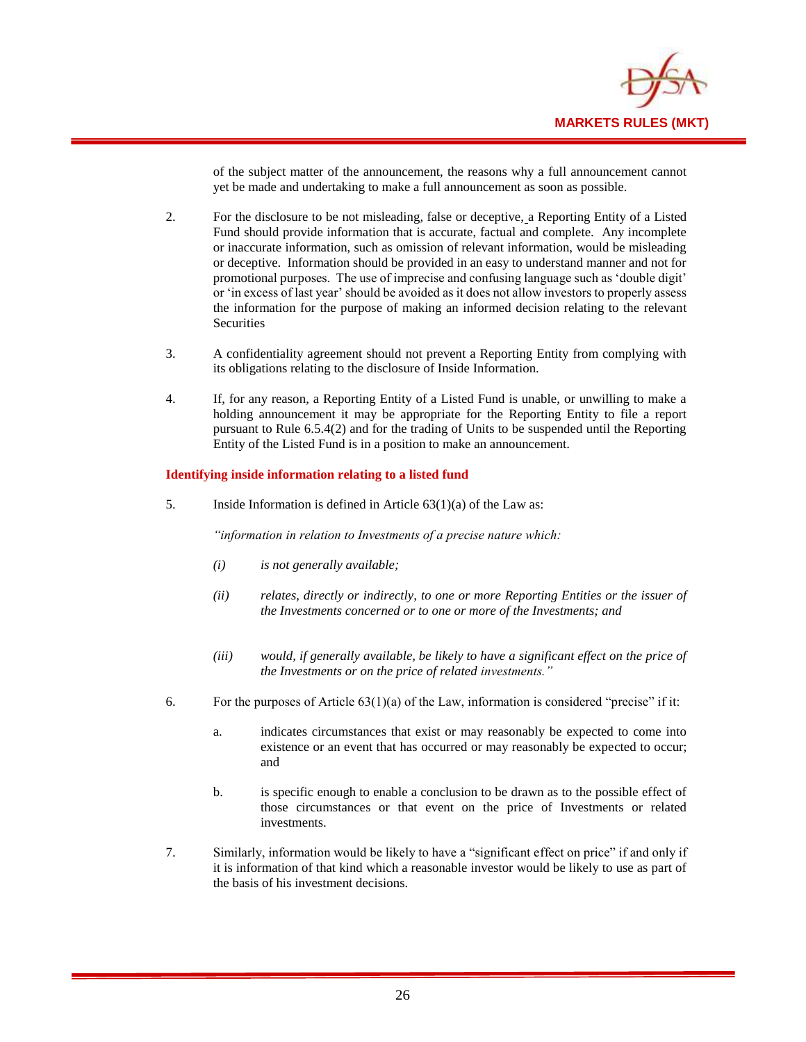of the subject matter of the announcement, the reasons why a full announcement cannot yet be made and undertaking to make a full announcement as soon as possible.

2. For the disclosure to be not misleading, false or deceptive, a Reporting Entity of a Listed Fund should provide information that is accurate, factual and complete. Any incomplete or inaccurate information, such as omission of relevant information, would be misleading or deceptive. Information should be provided in an easy to understand manner and not for promotional purposes. The use of imprecise and confusing language such as 'double digit' or 'in excess of last year' should be avoided as it does not allow investors to properly assess the information for the purpose of making an informed decision relating to the relevant Securities

3. A confidentiality agreement should not prevent a Reporting Entity from complying with its obligations relating to the disclosure of Inside Information.

4. If, for any reason, a Reporting Entity of a Listed Fund is unable, or unwilling to make a holding announcement it may be appropriate for the Reporting Entity to file a report pursuant to Rule 6.5.4(2) and for the trading of Units to be suspended until the Reporting Entity of the Listed Fund is in a position to make an announcement.

**Identifying inside information relating to a listed fund**

5. Inside Information is defined in Article 63(1)(a) of the Law as:

   *"information in relation to Investments of a precise nature which:*

   *(i) is not generally available;*

   *(ii) relates, directly or indirectly, to one or more Reporting Entities or the issuer of the Investments concerned or to one or more of the Investments; and*

   *(iii) would, if generally available, be likely to have a significant effect on the price of the Investments or on the price of related investments."*

6. For the purposes of Article 63(1)(a) of the Law, information is considered "precise" if it:

   a. indicates circumstances that exist or may reasonably be expected to come into existence or an event that has occurred or may reasonably be expected to occur; and

   b. is specific enough to enable a conclusion to be drawn as to the possible effect of those circumstances or that event on the price of Investments or related investments.

7. Similarly, information would be likely to have a "significant effect on price" if and only if it is information of that kind which a reasonable investor would be likely to use as part of the basis of his investment decisions.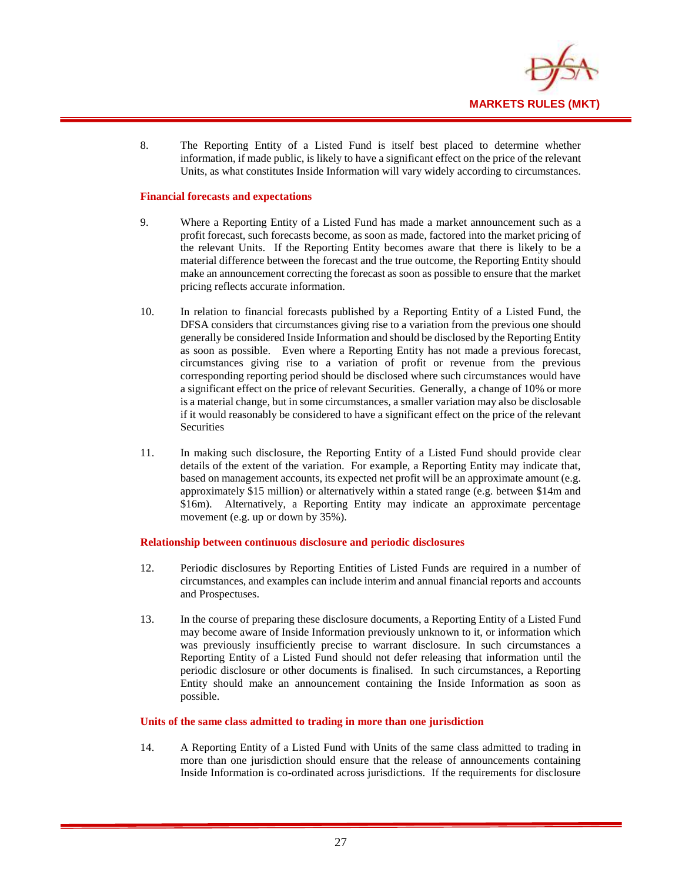8. The Reporting Entity of a Listed Fund is itself best placed to determine whether information, if made public, is likely to have a significant effect on the price of the relevant Units, as what constitutes Inside Information will vary widely according to circumstances.

**Financial forecasts and expectations**

9. Where a Reporting Entity of a Listed Fund has made a market announcement such as a profit forecast, such forecasts become, as soon as made, factored into the market pricing of the relevant Units. If the Reporting Entity becomes aware that there is likely to be a material difference between the forecast and the true outcome, the Reporting Entity should make an announcement correcting the forecast as soon as possible to ensure that the market pricing reflects accurate information.

10. In relation to financial forecasts published by a Reporting Entity of a Listed Fund, the DFSA considers that circumstances giving rise to a variation from the previous one should generally be considered Inside Information and should be disclosed by the Reporting Entity as soon as possible. Even where a Reporting Entity has not made a previous forecast, circumstances giving rise to a variation of profit or revenue from the previous corresponding reporting period should be disclosed where such circumstances would have a significant effect on the price of relevant Securities. Generally, a change of 10% or more is a material change, but in some circumstances, a smaller variation may also be disclosable if it would reasonably be considered to have a significant effect on the price of the relevant Securities

11. In making such disclosure, the Reporting Entity of a Listed Fund should provide clear details of the extent of the variation. For example, a Reporting Entity may indicate that, based on management accounts, its expected net profit will be an approximate amount (e.g. approximately $15 million) or alternatively within a stated range (e.g. between $14m and $16m). Alternatively, a Reporting Entity may indicate an approximate percentage movement (e.g. up or down by 35%).

**Relationship between continuous disclosure and periodic disclosures**

12. Periodic disclosures by Reporting Entities of Listed Funds are required in a number of circumstances, and examples can include interim and annual financial reports and accounts and Prospectuses.

13. In the course of preparing these disclosure documents, a Reporting Entity of a Listed Fund may become aware of Inside Information previously unknown to it, or information which was previously insufficiently precise to warrant disclosure. In such circumstances a Reporting Entity of a Listed Fund should not defer releasing that information until the periodic disclosure or other documents is finalised. In such circumstances, a Reporting Entity should make an announcement containing the Inside Information as soon as possible.

**Units of the same class admitted to trading in more than one jurisdiction**

14. A Reporting Entity of a Listed Fund with Units of the same class admitted to trading in more than one jurisdiction should ensure that the release of announcements containing Inside Information is co-ordinated across jurisdictions. If the requirements for disclosure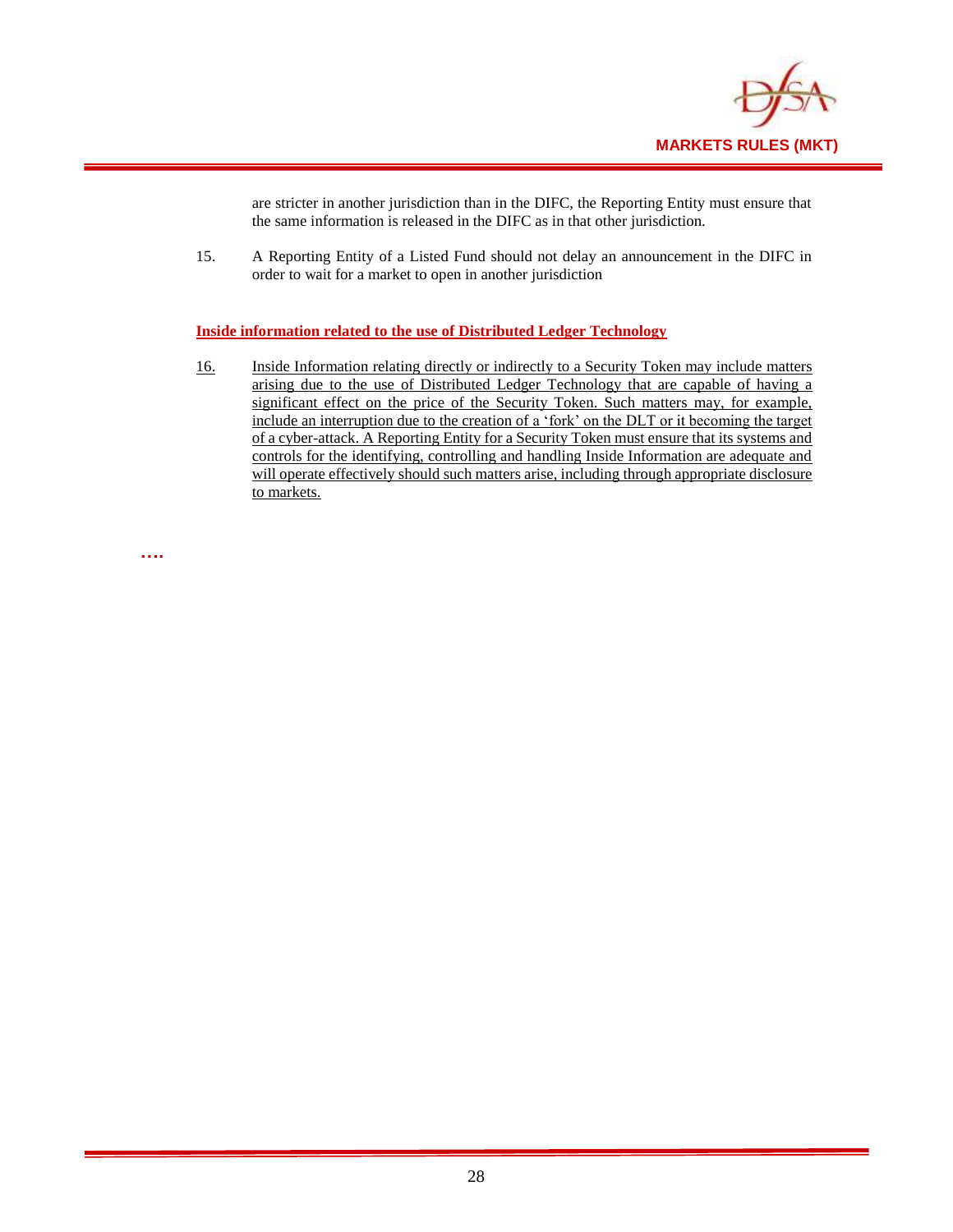are stricter in another jurisdiction than in the DIFC, the Reporting Entity must ensure that the same information is released in the DIFC as in that other jurisdiction.

15. A Reporting Entity of a Listed Fund should not delay an announcement in the DIFC in order to wait for a market to open in another jurisdiction

**<u>Inside information related to the use of Distributed Ledger Technology</u>**

<u>16.</u> <u>Inside Information relating directly or indirectly to a Security Token may include matters arising due to the use of Distributed Ledger Technology that are capable of having a significant effect on the price of the Security Token. Such matters may, for example, include an interruption due to the creation of a 'fork' on the DLT or it becoming the target of a cyber-attack. A Reporting Entity for a Security Token must ensure that its systems and controls for the identifying, controlling and handling Inside Information are adequate and will operate effectively should such matters arise, including through appropriate disclosure to markets.</u>

**….**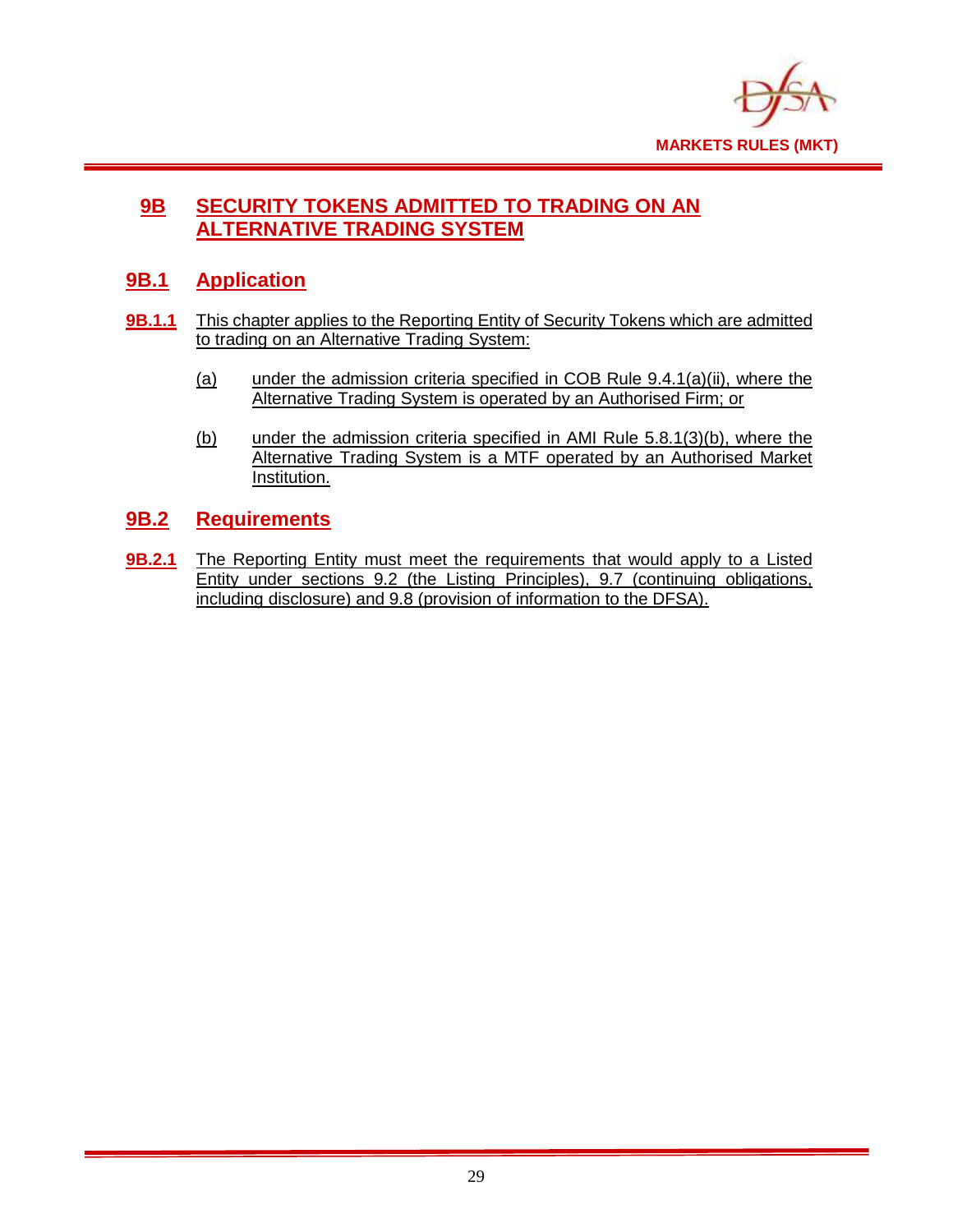# 9B SECURITY TOKENS ADMITTED TO TRADING ON AN ALTERNATIVE TRADING SYSTEM

## 9B.1 Application

**9B.1.1** This chapter applies to the Reporting Entity of Security Tokens which are admitted to trading on an Alternative Trading System:

(a) under the admission criteria specified in COB Rule 9.4.1(a)(ii), where the Alternative Trading System is operated by an Authorised Firm; or

(b) under the admission criteria specified in AMI Rule 5.8.1(3)(b), where the Alternative Trading System is a MTF operated by an Authorised Market Institution.

## 9B.2 Requirements

**9B.2.1** The Reporting Entity must meet the requirements that would apply to a Listed Entity under sections 9.2 (the Listing Principles), 9.7 (continuing obligations, including disclosure) and 9.8 (provision of information to the DFSA).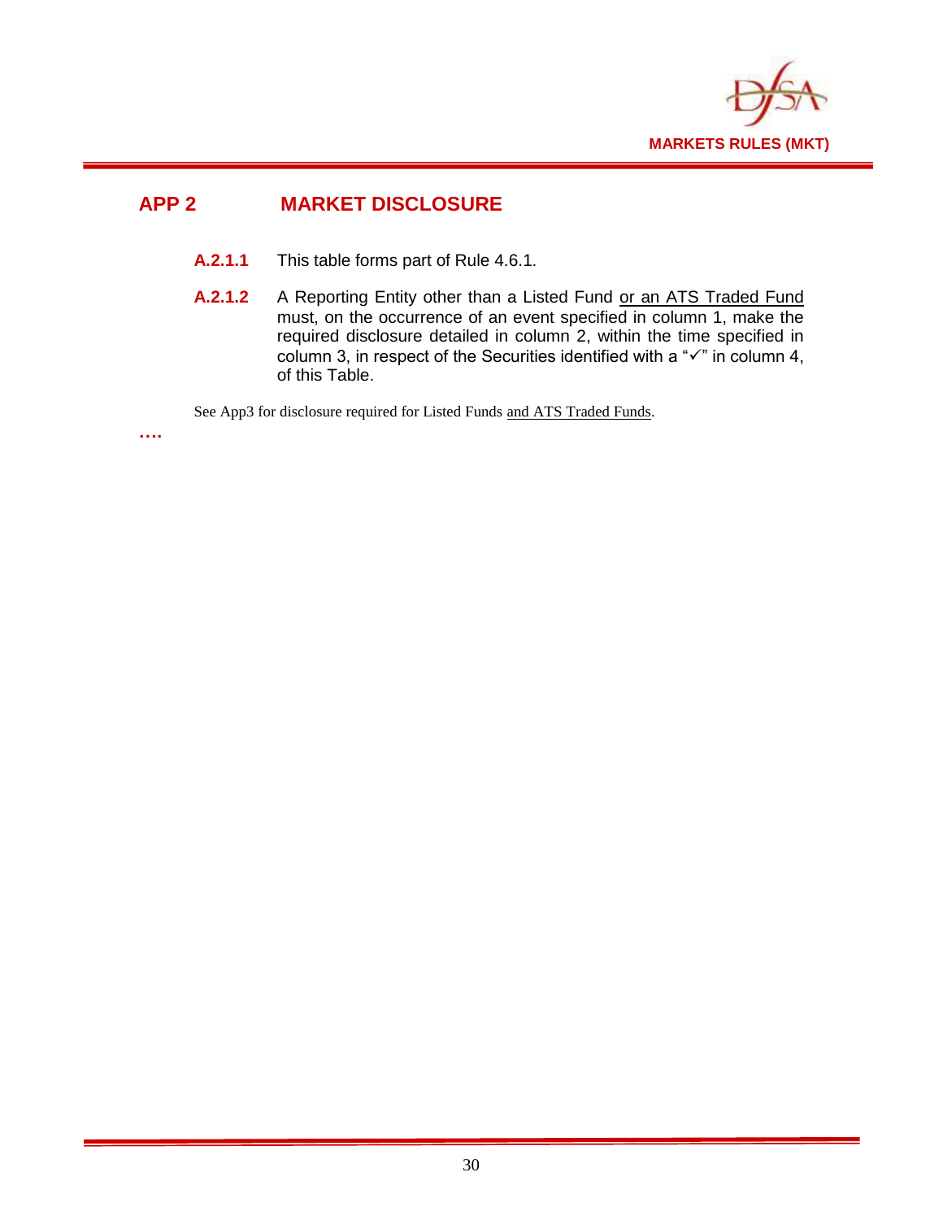## APP 2 MARKET DISCLOSURE

**A.2.1.1** This table forms part of Rule 4.6.1.

**A.2.1.2** A Reporting Entity other than a Listed Fund <u>or an ATS Traded Fund</u> must, on the occurrence of an event specified in column 1, make the required disclosure detailed in column 2, within the time specified in column 3, in respect of the Securities identified with a "✓" in column 4, of this Table.

See App3 for disclosure required for Listed Funds <u>and ATS Traded Funds</u>.

….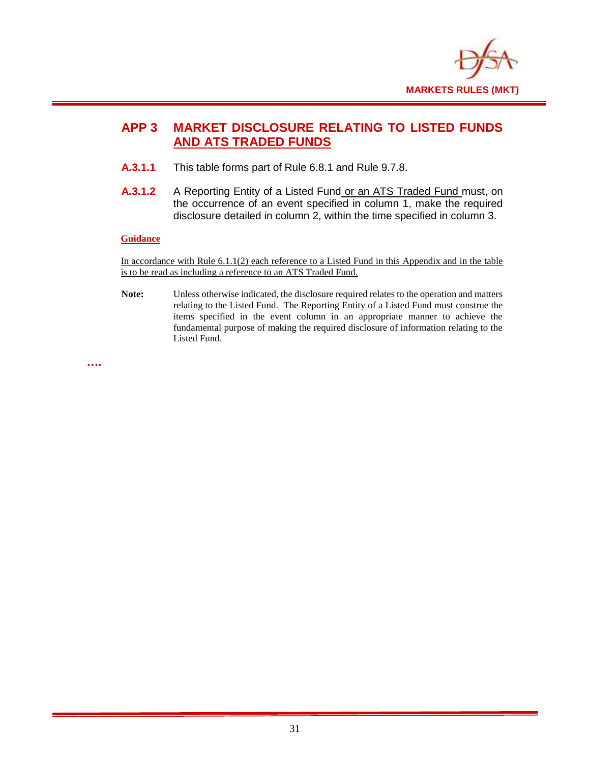## APP 3 MARKET DISCLOSURE RELATING TO LISTED FUNDS AND ATS TRADED FUNDS

**A.3.1.1** This table forms part of Rule 6.8.1 and Rule 9.7.8.

**A.3.1.2** A Reporting Entity of a Listed Fund or an ATS Traded Fund must, on the occurrence of an event specified in column 1, make the required disclosure detailed in column 2, within the time specified in column 3.

**Guidance**

In accordance with Rule 6.1.1(2) each reference to a Listed Fund in this Appendix and in the table is to be read as including a reference to an ATS Traded Fund.

**Note:** Unless otherwise indicated, the disclosure required relates to the operation and matters relating to the Listed Fund. The Reporting Entity of a Listed Fund must construe the items specified in the event column in an appropriate manner to achieve the fundamental purpose of making the required disclosure of information relating to the Listed Fund.

….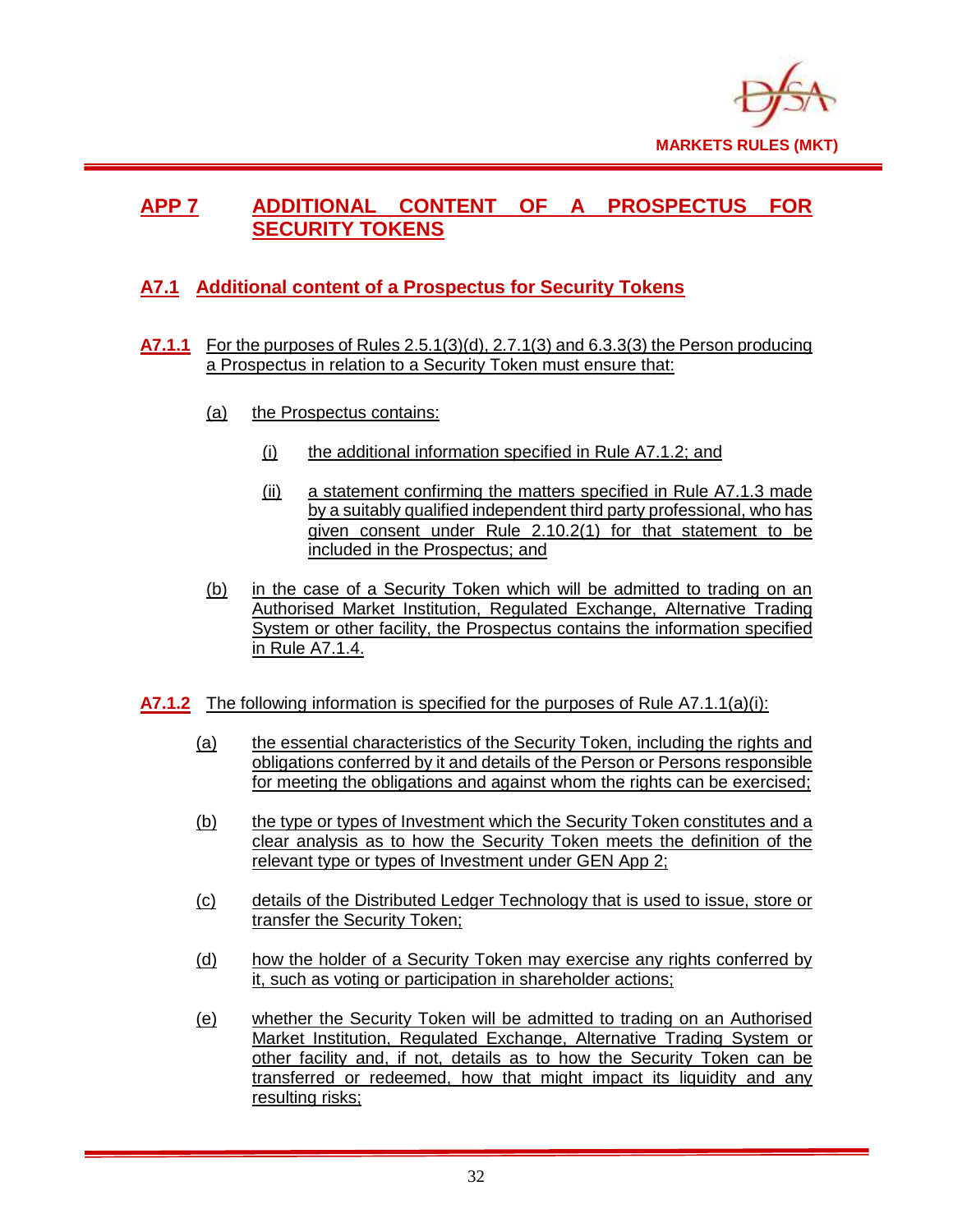## APP 7 ADDITIONAL CONTENT OF A PROSPECTUS FOR SECURITY TOKENS

### A7.1 Additional content of a Prospectus for Security Tokens

**A7.1.1** For the purposes of Rules 2.5.1(3)(d), 2.7.1(3) and 6.3.3(3) the Person producing a Prospectus in relation to a Security Token must ensure that:

(a) the Prospectus contains:

(i) the additional information specified in Rule A7.1.2; and

(ii) a statement confirming the matters specified in Rule A7.1.3 made by a suitably qualified independent third party professional, who has given consent under Rule 2.10.2(1) for that statement to be included in the Prospectus; and

(b) in the case of a Security Token which will be admitted to trading on an Authorised Market Institution, Regulated Exchange, Alternative Trading System or other facility, the Prospectus contains the information specified in Rule A7.1.4.

**A7.1.2** The following information is specified for the purposes of Rule A7.1.1(a)(i):

(a) the essential characteristics of the Security Token, including the rights and obligations conferred by it and details of the Person or Persons responsible for meeting the obligations and against whom the rights can be exercised;

(b) the type or types of Investment which the Security Token constitutes and a clear analysis as to how the Security Token meets the definition of the relevant type or types of Investment under GEN App 2;

(c) details of the Distributed Ledger Technology that is used to issue, store or transfer the Security Token;

(d) how the holder of a Security Token may exercise any rights conferred by it, such as voting or participation in shareholder actions;

(e) whether the Security Token will be admitted to trading on an Authorised Market Institution, Regulated Exchange, Alternative Trading System or other facility and, if not, details as to how the Security Token can be transferred or redeemed, how that might impact its liquidity and any resulting risks;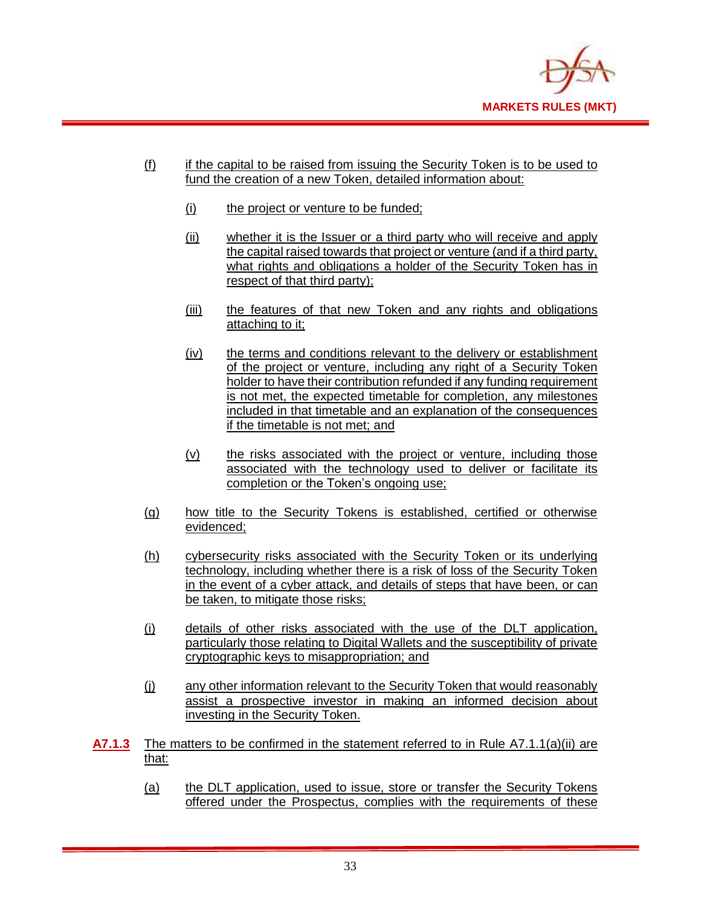(f) if the capital to be raised from issuing the Security Token is to be used to fund the creation of a new Token, detailed information about:

  (i) the project or venture to be funded;

  (ii) whether it is the Issuer or a third party who will receive and apply the capital raised towards that project or venture (and if a third party, what rights and obligations a holder of the Security Token has in respect of that third party);

  (iii) the features of that new Token and any rights and obligations attaching to it;

  (iv) the terms and conditions relevant to the delivery or establishment of the project or venture, including any right of a Security Token holder to have their contribution refunded if any funding requirement is not met, the expected timetable for completion, any milestones included in that timetable and an explanation of the consequences if the timetable is not met; and

  (v) the risks associated with the project or venture, including those associated with the technology used to deliver or facilitate its completion or the Token's ongoing use;

(g) how title to the Security Tokens is established, certified or otherwise evidenced;

(h) cybersecurity risks associated with the Security Token or its underlying technology, including whether there is a risk of loss of the Security Token in the event of a cyber attack, and details of steps that have been, or can be taken, to mitigate those risks;

(i) details of other risks associated with the use of the DLT application, particularly those relating to Digital Wallets and the susceptibility of private cryptographic keys to misappropriation; and

(j) any other information relevant to the Security Token that would reasonably assist a prospective investor in making an informed decision about investing in the Security Token.

**A7.1.3** The matters to be confirmed in the statement referred to in Rule A7.1.1(a)(ii) are that:

(a) the DLT application, used to issue, store or transfer the Security Tokens offered under the Prospectus, complies with the requirements of these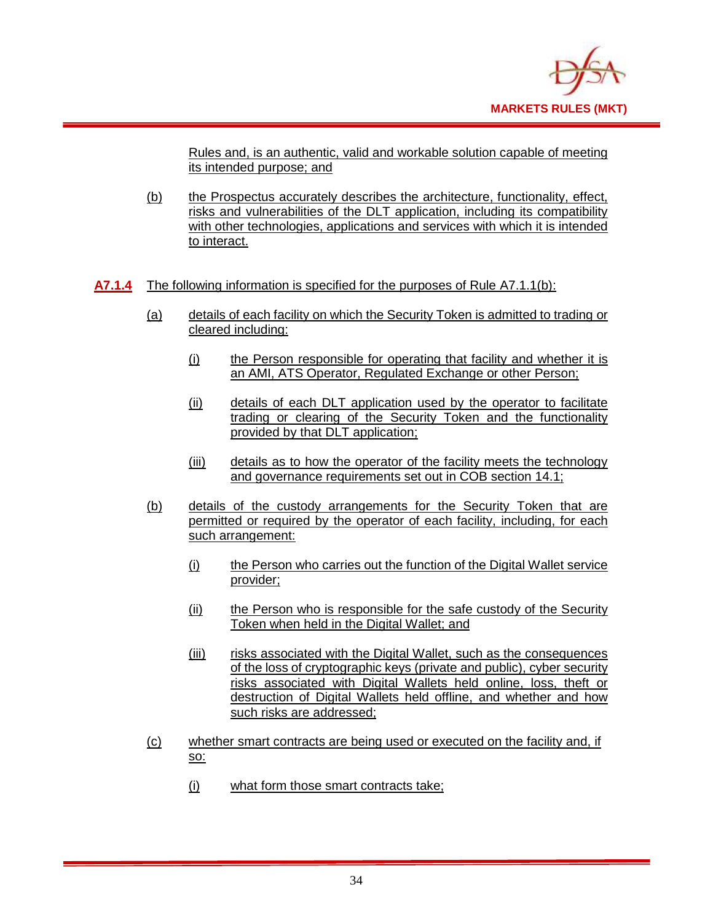Rules and, is an authentic, valid and workable solution capable of meeting its intended purpose; and

(b) the Prospectus accurately describes the architecture, functionality, effect, risks and vulnerabilities of the DLT application, including its compatibility with other technologies, applications and services with which it is intended to interact.

**A7.1.4** The following information is specified for the purposes of Rule A7.1.1(b):

(a) details of each facility on which the Security Token is admitted to trading or cleared including:

(i) the Person responsible for operating that facility and whether it is an AMI, ATS Operator, Regulated Exchange or other Person;

(ii) details of each DLT application used by the operator to facilitate trading or clearing of the Security Token and the functionality provided by that DLT application;

(iii) details as to how the operator of the facility meets the technology and governance requirements set out in COB section 14.1;

(b) details of the custody arrangements for the Security Token that are permitted or required by the operator of each facility, including, for each such arrangement:

(i) the Person who carries out the function of the Digital Wallet service provider;

(ii) the Person who is responsible for the safe custody of the Security Token when held in the Digital Wallet; and

(iii) risks associated with the Digital Wallet, such as the consequences of the loss of cryptographic keys (private and public), cyber security risks associated with Digital Wallets held online, loss, theft or destruction of Digital Wallets held offline, and whether and how such risks are addressed;

(c) whether smart contracts are being used or executed on the facility and, if so:

(i) what form those smart contracts take;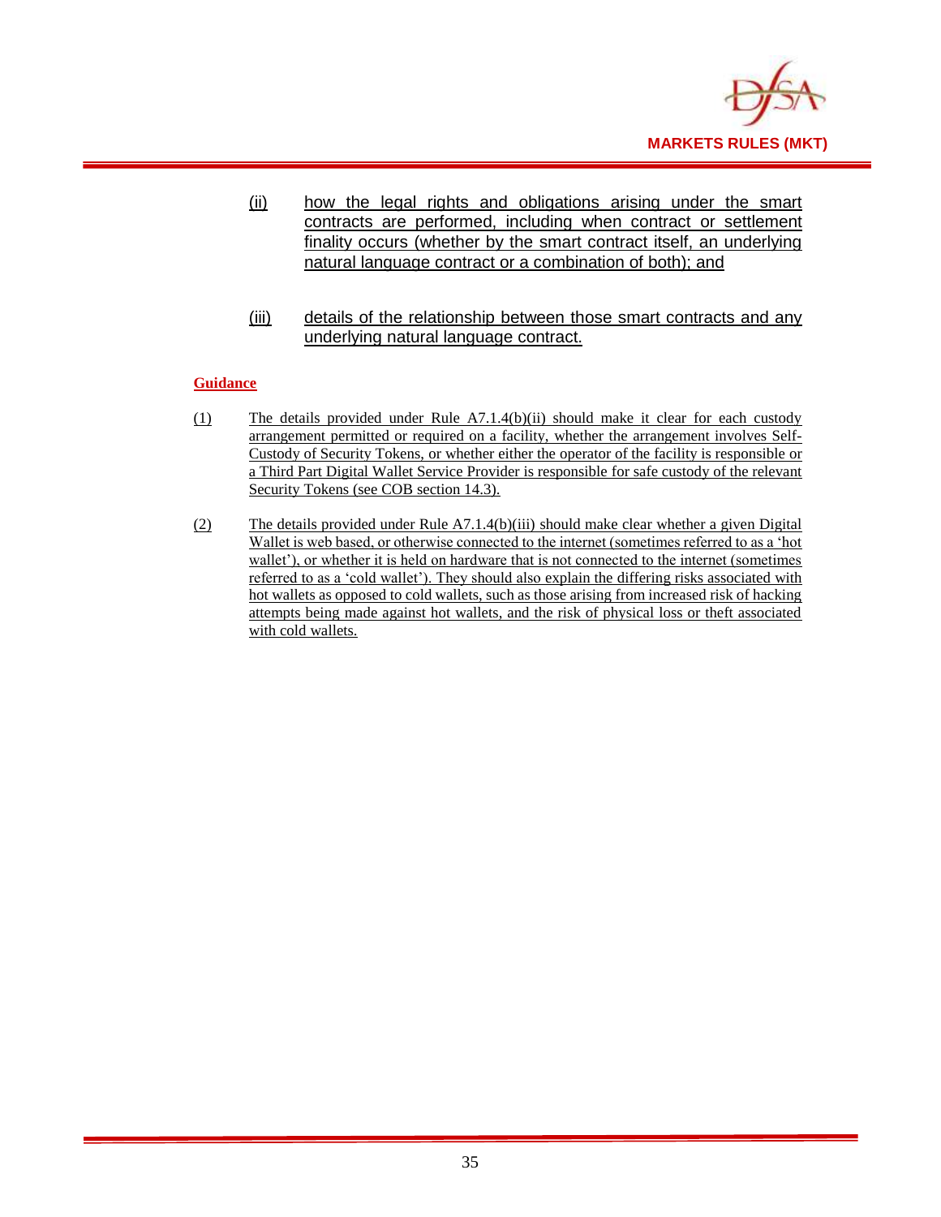(ii) how the legal rights and obligations arising under the smart contracts are performed, including when contract or settlement finality occurs (whether by the smart contract itself, an underlying natural language contract or a combination of both); and

(iii) details of the relationship between those smart contracts and any underlying natural language contract.

**Guidance**

(1) The details provided under Rule A7.1.4(b)(ii) should make it clear for each custody arrangement permitted or required on a facility, whether the arrangement involves Self-Custody of Security Tokens, or whether either the operator of the facility is responsible or a Third Part Digital Wallet Service Provider is responsible for safe custody of the relevant Security Tokens (see COB section 14.3).

(2) The details provided under Rule A7.1.4(b)(iii) should make clear whether a given Digital Wallet is web based, or otherwise connected to the internet (sometimes referred to as a 'hot wallet'), or whether it is held on hardware that is not connected to the internet (sometimes referred to as a 'cold wallet'). They should also explain the differing risks associated with hot wallets as opposed to cold wallets, such as those arising from increased risk of hacking attempts being made against hot wallets, and the risk of physical loss or theft associated with cold wallets.